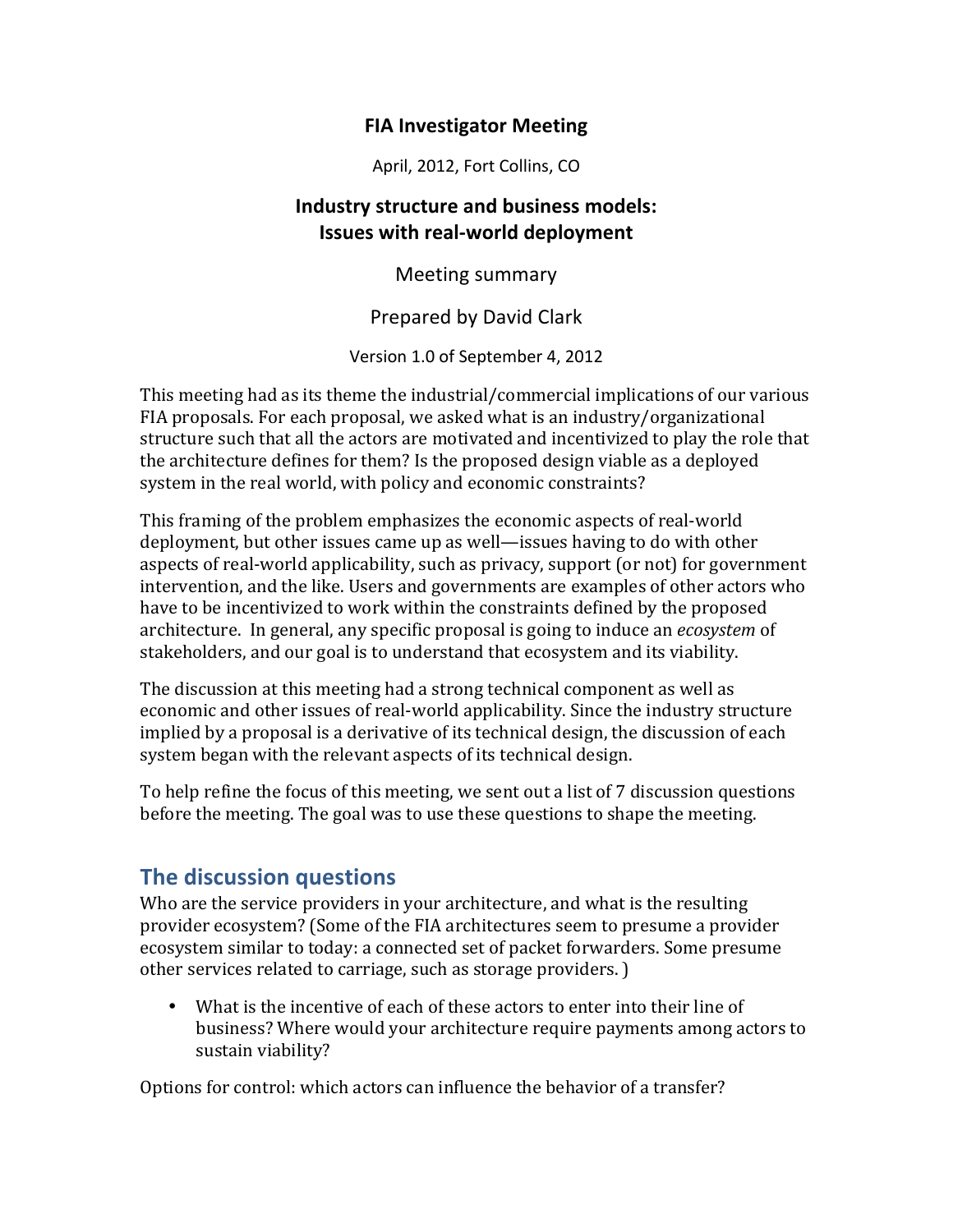# FIA Investigator Meeting

April, 2012, Fort Collins, CO

## Industry structure and business models: Issues with real-world deployment

Meeting summary

Prepared by David Clark

Version 1.0 of September 4, 2012

This meeting had as its theme the industrial/commercial implications of our various FIA proposals. For each proposal, we asked what is an industry/organizational structure such that all the actors are motivated and incentivized to play the role that the architecture defines for them? Is the proposed design viable as a deployed system in the real world, with policy and economic constraints?

This framing of the problem emphasizes the economic aspects of real-world deployment, but other issues came up as well—issues having to do with other aspects of real-world applicability, such as privacy, support (or not) for government intervention, and the like. Users and governments are examples of other actors who have to be incentivized to work within the constraints defined by the proposed architecture. In general, any specific proposal is going to induce an *ecosystem* of stakeholders, and our goal is to understand that ecosystem and its viability.

The discussion at this meeting had a strong technical component as well as economic and other issues of real-world applicability. Since the industry structure implied by a proposal is a derivative of its technical design, the discussion of each system began with the relevant aspects of its technical design.

To help refine the focus of this meeting, we sent out a list of 7 discussion questions before the meeting. The goal was to use these questions to shape the meeting.

## The discussion questions

Who are the service providers in your architecture, and what is the resulting provider ecosystem? (Some of the FIA architectures seem to presume a provider ecosystem similar to today: a connected set of packet forwarders. Some presume other services related to carriage, such as storage providers. )

- What is the incentive of each of these actors to enter into their line of business? Where would your architecture require payments among actors to sustain viability?

Options for control: which actors can influence the behavior of a transfer?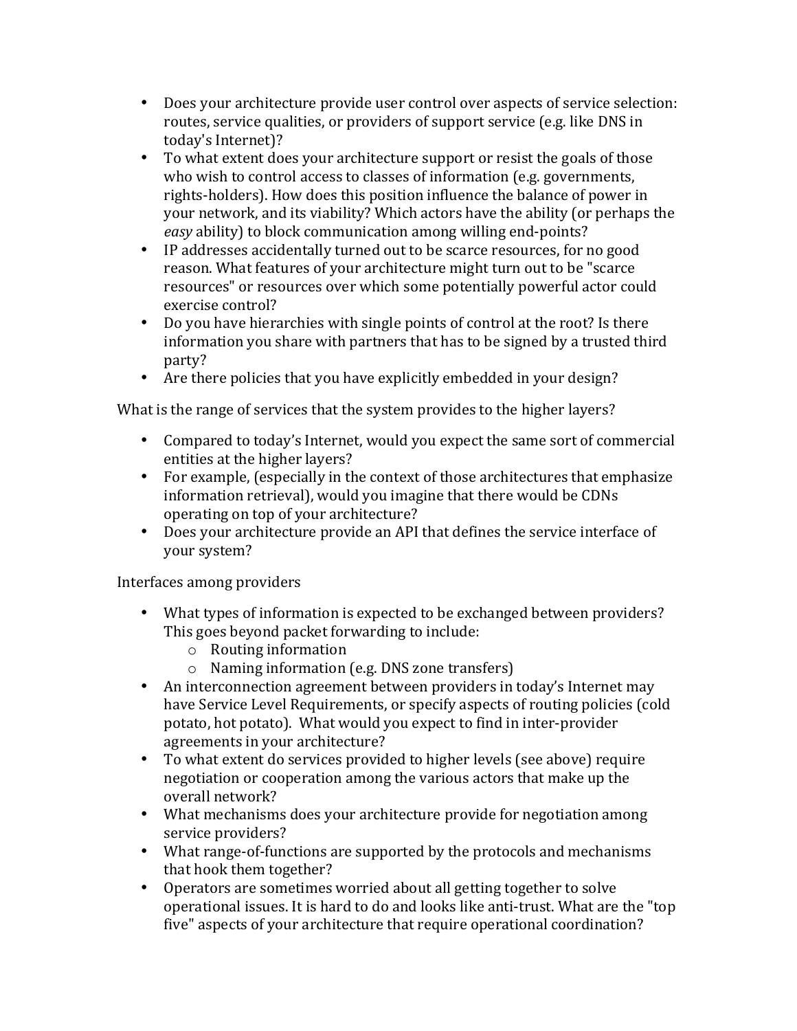- Does your architecture provide user control over aspects of service selection: routes, service qualities, or providers of support service (e.g. like DNS in today's Internet)?
- To what extent does your architecture support or resist the goals of those who wish to control access to classes of information (e.g. governments, rights-holders). How does this position influence the balance of power in your network, and its viability? Which actors have the ability (or perhaps the *easy* ability) to block communication among willing end-points?
- IP addresses accidentally turned out to be scarce resources, for no good reason. What features of your architecture might turn out to be "scarce resources" or resources over which some potentially powerful actor could exercise control?
- Do you have hierarchies with single points of control at the root? Is there information you share with partners that has to be signed by a trusted third party?
- Are there policies that you have explicitly embedded in your design?

What is the range of services that the system provides to the higher layers?

- Compared to today's Internet, would you expect the same sort of commercial entities at the higher layers?
- For example, (especially in the context of those architectures that emphasize information retrieval), would you imagine that there would be CDNs operating on top of your architecture?
- Does your architecture provide an API that defines the service interface of your system?

Interfaces among providers

- What types of information is expected to be exchanged between providers? This goes beyond packet forwarding to include:
  - Routing information
  - Naming information (e.g. DNS zone transfers)
- An interconnection agreement between providers in today's Internet may have Service Level Requirements, or specify aspects of routing policies (cold potato, hot potato). What would you expect to find in inter-provider agreements in your architecture?
- To what extent do services provided to higher levels (see above) require negotiation or cooperation among the various actors that make up the overall network?
- What mechanisms does your architecture provide for negotiation among service providers?
- What range-of-functions are supported by the protocols and mechanisms that hook them together?
- Operators are sometimes worried about all getting together to solve operational issues. It is hard to do and looks like anti-trust. What are the "top five" aspects of your architecture that require operational coordination?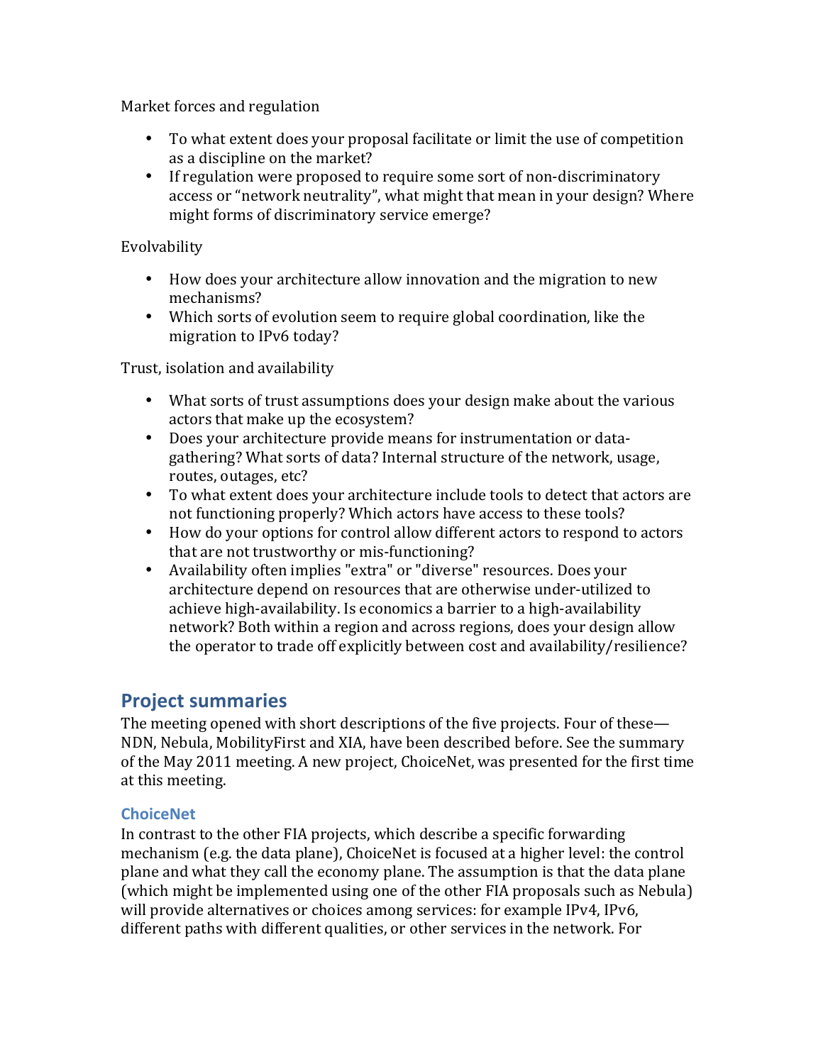Market forces and regulation

- To what extent does your proposal facilitate or limit the use of competition as a discipline on the market?
- If regulation were proposed to require some sort of non-discriminatory access or "network neutrality", what might that mean in your design? Where might forms of discriminatory service emerge?

Evolvability

- How does your architecture allow innovation and the migration to new mechanisms?
- Which sorts of evolution seem to require global coordination, like the migration to IPv6 today?

Trust, isolation and availability

- What sorts of trust assumptions does your design make about the various actors that make up the ecosystem?
- Does your architecture provide means for instrumentation or data-gathering? What sorts of data? Internal structure of the network, usage, routes, outages, etc?
- To what extent does your architecture include tools to detect that actors are not functioning properly? Which actors have access to these tools?
- How do your options for control allow different actors to respond to actors that are not trustworthy or mis-functioning?
- Availability often implies "extra" or "diverse" resources. Does your architecture depend on resources that are otherwise under-utilized to achieve high-availability. Is economics a barrier to a high-availability network? Both within a region and across regions, does your design allow the operator to trade off explicitly between cost and availability/resilience?

## Project summaries

The meeting opened with short descriptions of the five projects. Four of these—NDN, Nebula, MobilityFirst and XIA, have been described before. See the summary of the May 2011 meeting. A new project, ChoiceNet, was presented for the first time at this meeting.

### ChoiceNet

In contrast to the other FIA projects, which describe a specific forwarding mechanism (e.g. the data plane), ChoiceNet is focused at a higher level: the control plane and what they call the economy plane. The assumption is that the data plane (which might be implemented using one of the other FIA proposals such as Nebula) will provide alternatives or choices among services: for example IPv4, IPv6, different paths with different qualities, or other services in the network. For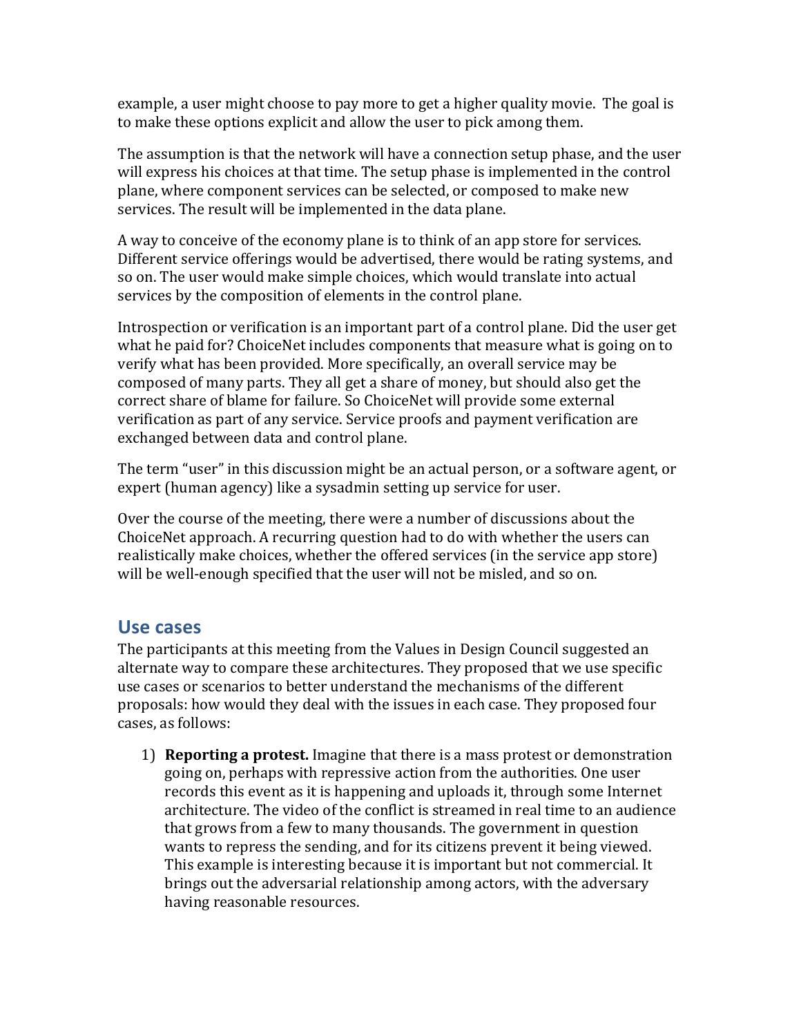example, a user might choose to pay more to get a higher quality movie. The goal is to make these options explicit and allow the user to pick among them.

The assumption is that the network will have a connection setup phase, and the user will express his choices at that time. The setup phase is implemented in the control plane, where component services can be selected, or composed to make new services. The result will be implemented in the data plane.

A way to conceive of the economy plane is to think of an app store for services. Different service offerings would be advertised, there would be rating systems, and so on. The user would make simple choices, which would translate into actual services by the composition of elements in the control plane.

Introspection or verification is an important part of a control plane. Did the user get what he paid for? ChoiceNet includes components that measure what is going on to verify what has been provided. More specifically, an overall service may be composed of many parts. They all get a share of money, but should also get the correct share of blame for failure. So ChoiceNet will provide some external verification as part of any service. Service proofs and payment verification are exchanged between data and control plane.

The term "user" in this discussion might be an actual person, or a software agent, or expert (human agency) like a sysadmin setting up service for user.

Over the course of the meeting, there were a number of discussions about the ChoiceNet approach. A recurring question had to do with whether the users can realistically make choices, whether the offered services (in the service app store) will be well-enough specified that the user will not be misled, and so on.

## Use cases

The participants at this meeting from the Values in Design Council suggested an alternate way to compare these architectures. They proposed that we use specific use cases or scenarios to better understand the mechanisms of the different proposals: how would they deal with the issues in each case. They proposed four cases, as follows:

1) **Reporting a protest.** Imagine that there is a mass protest or demonstration going on, perhaps with repressive action from the authorities. One user records this event as it is happening and uploads it, through some Internet architecture. The video of the conflict is streamed in real time to an audience that grows from a few to many thousands. The government in question wants to repress the sending, and for its citizens prevent it being viewed. This example is interesting because it is important but not commercial. It brings out the adversarial relationship among actors, with the adversary having reasonable resources.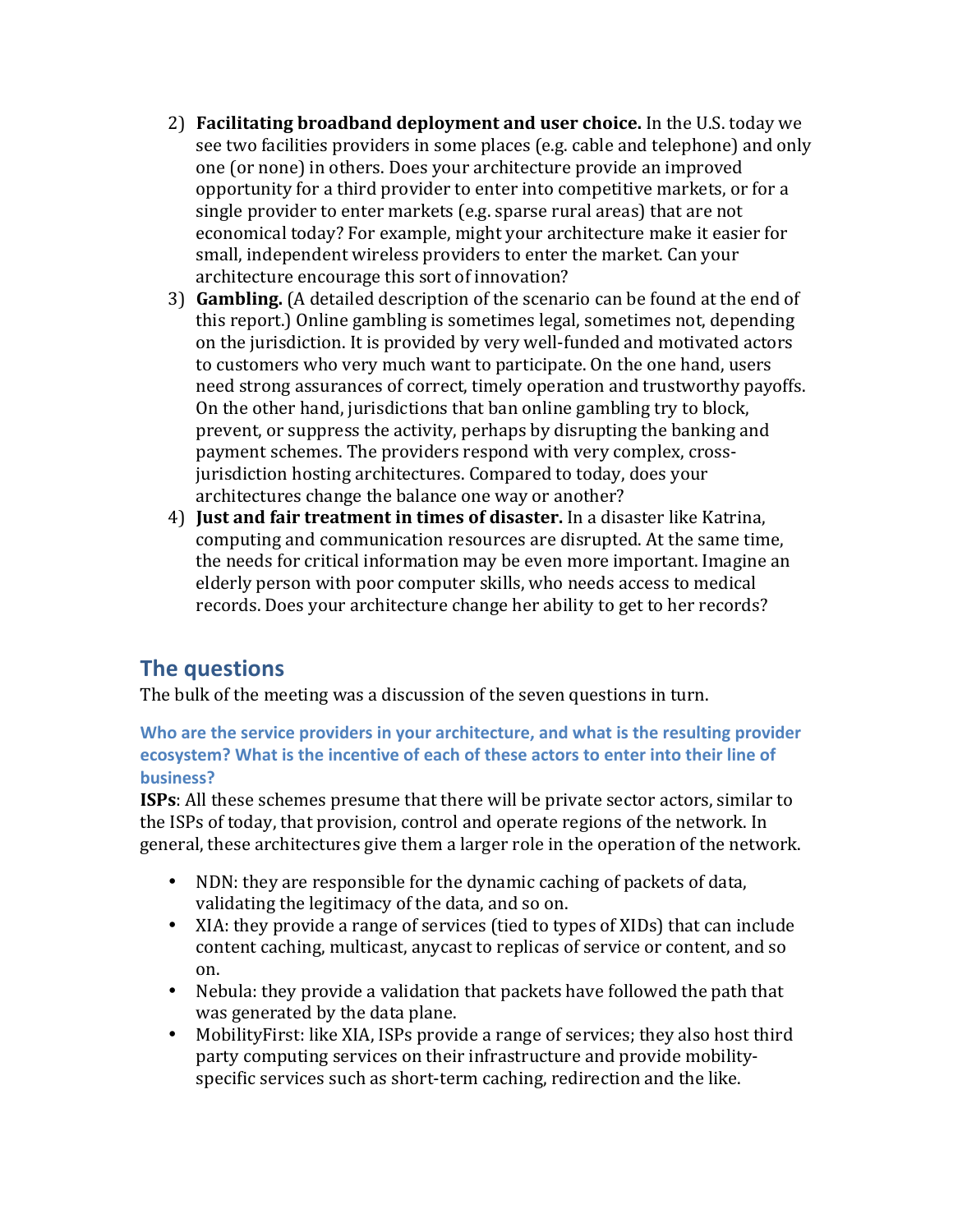2) **Facilitating broadband deployment and user choice.** In the U.S. today we see two facilities providers in some places (e.g. cable and telephone) and only one (or none) in others. Does your architecture provide an improved opportunity for a third provider to enter into competitive markets, or for a single provider to enter markets (e.g. sparse rural areas) that are not economical today? For example, might your architecture make it easier for small, independent wireless providers to enter the market. Can your architecture encourage this sort of innovation?
3) **Gambling.** (A detailed description of the scenario can be found at the end of this report.) Online gambling is sometimes legal, sometimes not, depending on the jurisdiction. It is provided by very well-funded and motivated actors to customers who very much want to participate. On the one hand, users need strong assurances of correct, timely operation and trustworthy payoffs. On the other hand, jurisdictions that ban online gambling try to block, prevent, or suppress the activity, perhaps by disrupting the banking and payment schemes. The providers respond with very complex, cross-jurisdiction hosting architectures. Compared to today, does your architectures change the balance one way or another?
4) **Just and fair treatment in times of disaster.** In a disaster like Katrina, computing and communication resources are disrupted. At the same time, the needs for critical information may be even more important. Imagine an elderly person with poor computer skills, who needs access to medical records. Does your architecture change her ability to get to her records?

## The questions

The bulk of the meeting was a discussion of the seven questions in turn.

### Who are the service providers in your architecture, and what is the resulting provider ecosystem? What is the incentive of each of these actors to enter into their line of business?

**ISPs**: All these schemes presume that there will be private sector actors, similar to the ISPs of today, that provision, control and operate regions of the network. In general, these architectures give them a larger role in the operation of the network.

- NDN: they are responsible for the dynamic caching of packets of data, validating the legitimacy of the data, and so on.
- XIA: they provide a range of services (tied to types of XIDs) that can include content caching, multicast, anycast to replicas of service or content, and so on.
- Nebula: they provide a validation that packets have followed the path that was generated by the data plane.
- MobilityFirst: like XIA, ISPs provide a range of services; they also host third party computing services on their infrastructure and provide mobility-specific services such as short-term caching, redirection and the like.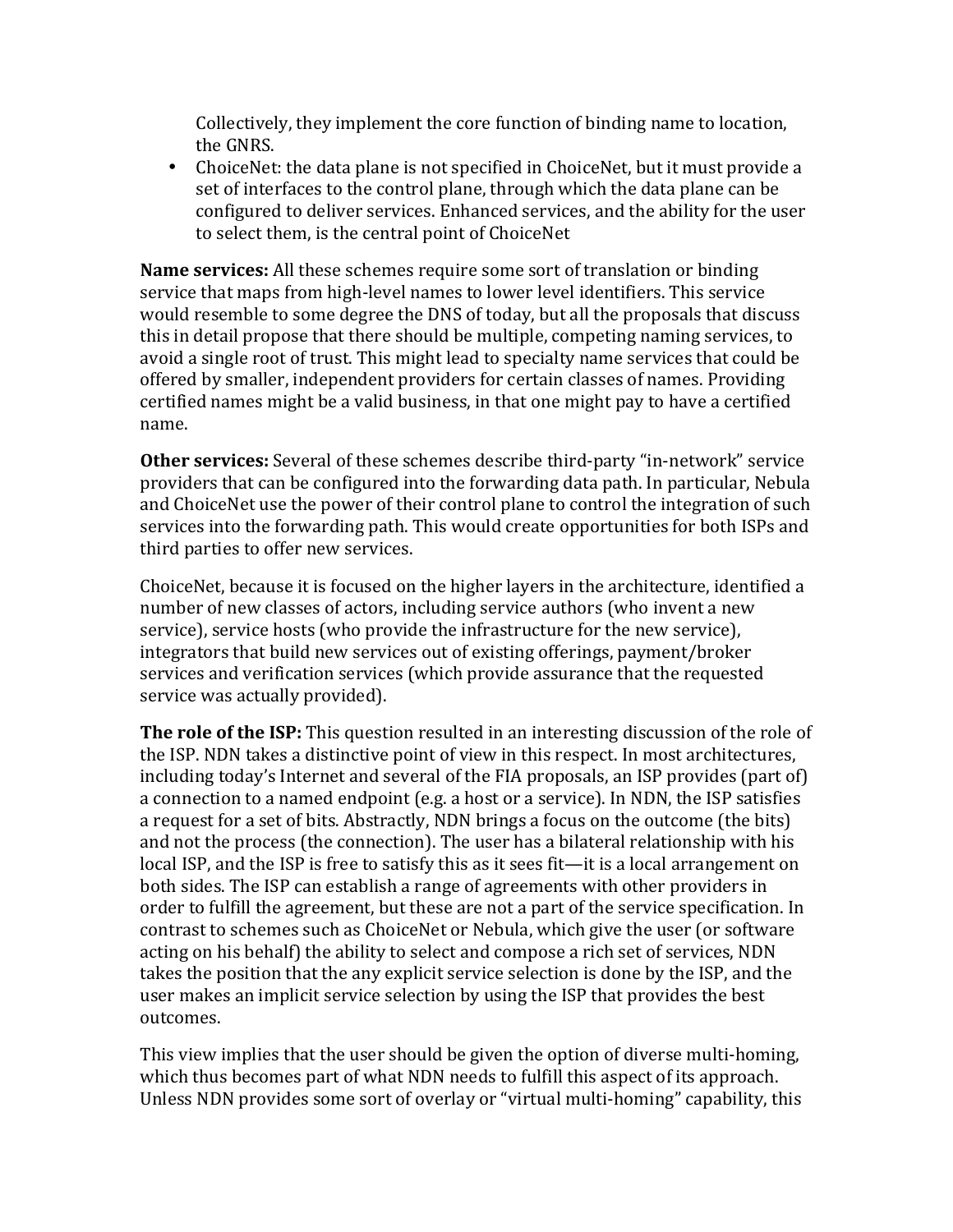Collectively, they implement the core function of binding name to location, the GNRS.

- ChoiceNet: the data plane is not specified in ChoiceNet, but it must provide a set of interfaces to the control plane, through which the data plane can be configured to deliver services. Enhanced services, and the ability for the user to select them, is the central point of ChoiceNet

**Name services:** All these schemes require some sort of translation or binding service that maps from high-level names to lower level identifiers. This service would resemble to some degree the DNS of today, but all the proposals that discuss this in detail propose that there should be multiple, competing naming services, to avoid a single root of trust. This might lead to specialty name services that could be offered by smaller, independent providers for certain classes of names. Providing certified names might be a valid business, in that one might pay to have a certified name.

**Other services:** Several of these schemes describe third-party "in-network" service providers that can be configured into the forwarding data path. In particular, Nebula and ChoiceNet use the power of their control plane to control the integration of such services into the forwarding path. This would create opportunities for both ISPs and third parties to offer new services.

ChoiceNet, because it is focused on the higher layers in the architecture, identified a number of new classes of actors, including service authors (who invent a new service), service hosts (who provide the infrastructure for the new service), integrators that build new services out of existing offerings, payment/broker services and verification services (which provide assurance that the requested service was actually provided).

**The role of the ISP:** This question resulted in an interesting discussion of the role of the ISP. NDN takes a distinctive point of view in this respect. In most architectures, including today's Internet and several of the FIA proposals, an ISP provides (part of) a connection to a named endpoint (e.g. a host or a service). In NDN, the ISP satisfies a request for a set of bits. Abstractly, NDN brings a focus on the outcome (the bits) and not the process (the connection). The user has a bilateral relationship with his local ISP, and the ISP is free to satisfy this as it sees fit—it is a local arrangement on both sides. The ISP can establish a range of agreements with other providers in order to fulfill the agreement, but these are not a part of the service specification. In contrast to schemes such as ChoiceNet or Nebula, which give the user (or software acting on his behalf) the ability to select and compose a rich set of services, NDN takes the position that the any explicit service selection is done by the ISP, and the user makes an implicit service selection by using the ISP that provides the best outcomes.

This view implies that the user should be given the option of diverse multi-homing, which thus becomes part of what NDN needs to fulfill this aspect of its approach. Unless NDN provides some sort of overlay or "virtual multi-homing" capability, this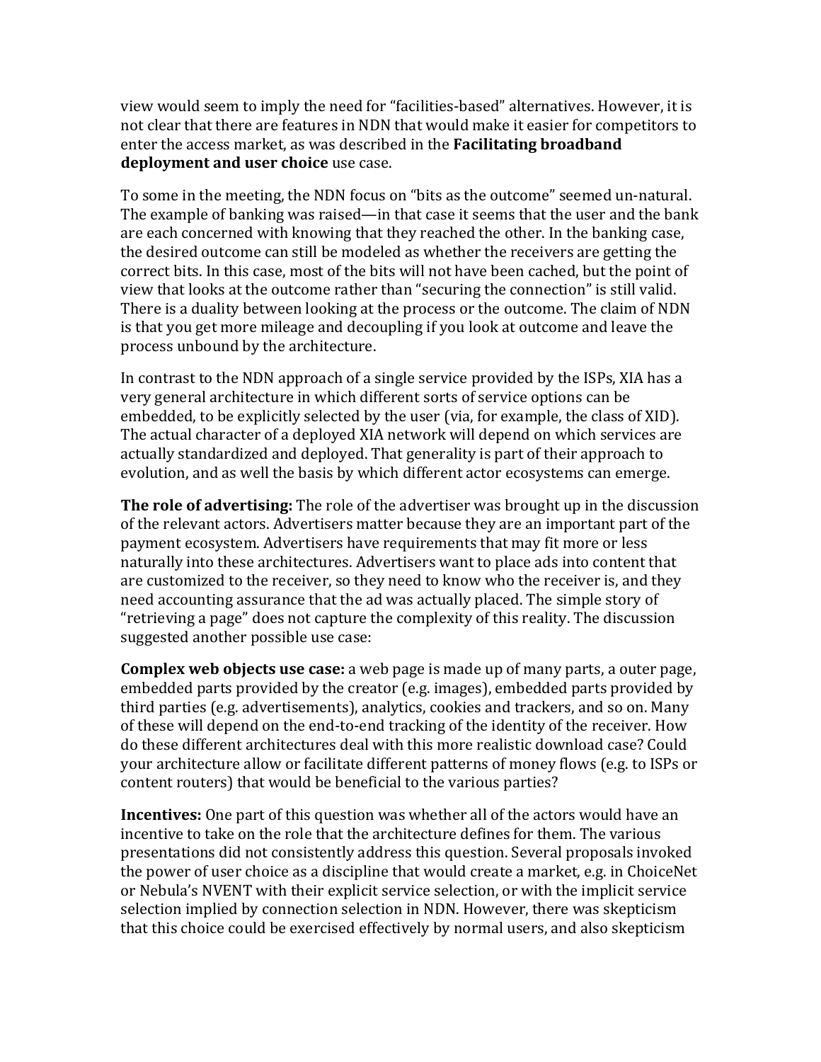view would seem to imply the need for "facilities-based" alternatives. However, it is not clear that there are features in NDN that would make it easier for competitors to enter the access market, as was described in the **Facilitating broadband deployment and user choice** use case.

To some in the meeting, the NDN focus on "bits as the outcome" seemed un-natural. The example of banking was raised—in that case it seems that the user and the bank are each concerned with knowing that they reached the other. In the banking case, the desired outcome can still be modeled as whether the receivers are getting the correct bits. In this case, most of the bits will not have been cached, but the point of view that looks at the outcome rather than "securing the connection" is still valid. There is a duality between looking at the process or the outcome. The claim of NDN is that you get more mileage and decoupling if you look at outcome and leave the process unbound by the architecture.

In contrast to the NDN approach of a single service provided by the ISPs, XIA has a very general architecture in which different sorts of service options can be embedded, to be explicitly selected by the user (via, for example, the class of XID). The actual character of a deployed XIA network will depend on which services are actually standardized and deployed. That generality is part of their approach to evolution, and as well the basis by which different actor ecosystems can emerge.

**The role of advertising:** The role of the advertiser was brought up in the discussion of the relevant actors. Advertisers matter because they are an important part of the payment ecosystem. Advertisers have requirements that may fit more or less naturally into these architectures. Advertisers want to place ads into content that are customized to the receiver, so they need to know who the receiver is, and they need accounting assurance that the ad was actually placed. The simple story of "retrieving a page" does not capture the complexity of this reality. The discussion suggested another possible use case:

**Complex web objects use case:** a web page is made up of many parts, a outer page, embedded parts provided by the creator (e.g. images), embedded parts provided by third parties (e.g. advertisements), analytics, cookies and trackers, and so on. Many of these will depend on the end-to-end tracking of the identity of the receiver. How do these different architectures deal with this more realistic download case? Could your architecture allow or facilitate different patterns of money flows (e.g. to ISPs or content routers) that would be beneficial to the various parties?

**Incentives:** One part of this question was whether all of the actors would have an incentive to take on the role that the architecture defines for them. The various presentations did not consistently address this question. Several proposals invoked the power of user choice as a discipline that would create a market, e.g. in ChoiceNet or Nebula's NVENT with their explicit service selection, or with the implicit service selection implied by connection selection in NDN. However, there was skepticism that this choice could be exercised effectively by normal users, and also skepticism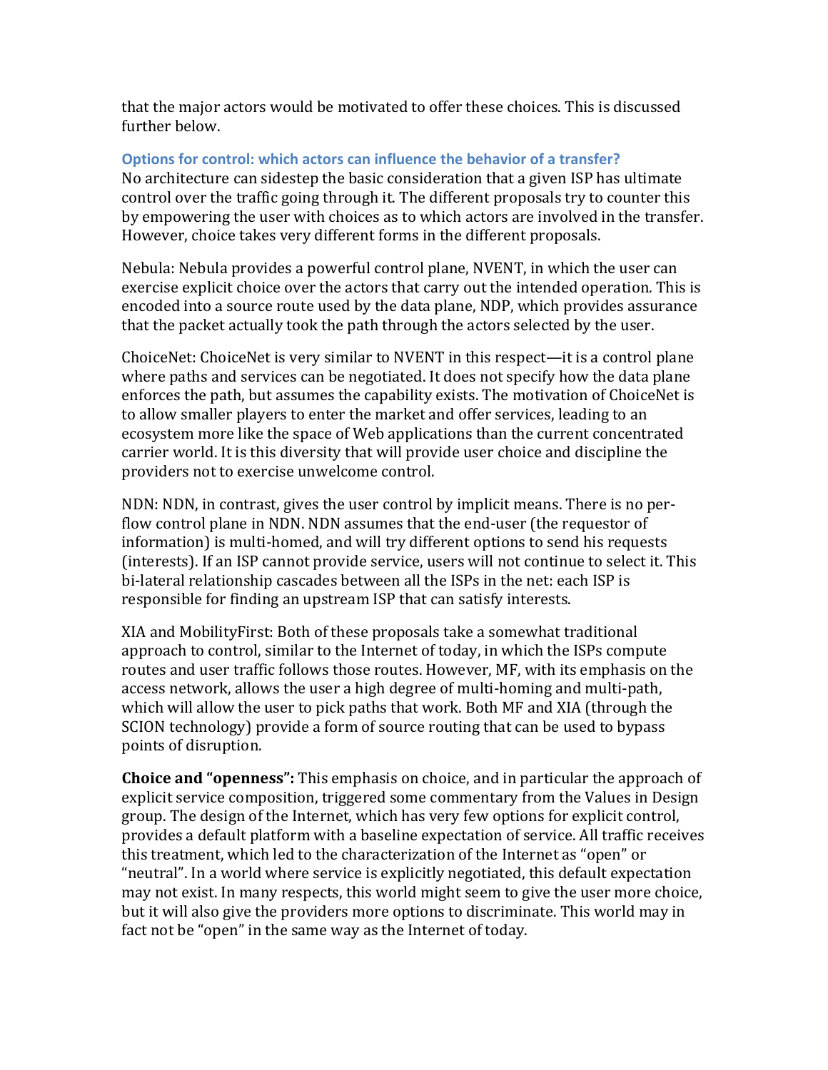that the major actors would be motivated to offer these choices. This is discussed further below.

### Options for control: which actors can influence the behavior of a transfer?

No architecture can sidestep the basic consideration that a given ISP has ultimate control over the traffic going through it. The different proposals try to counter this by empowering the user with choices as to which actors are involved in the transfer. However, choice takes very different forms in the different proposals.

Nebula: Nebula provides a powerful control plane, NVENT, in which the user can exercise explicit choice over the actors that carry out the intended operation. This is encoded into a source route used by the data plane, NDP, which provides assurance that the packet actually took the path through the actors selected by the user.

ChoiceNet: ChoiceNet is very similar to NVENT in this respect—it is a control plane where paths and services can be negotiated. It does not specify how the data plane enforces the path, but assumes the capability exists. The motivation of ChoiceNet is to allow smaller players to enter the market and offer services, leading to an ecosystem more like the space of Web applications than the current concentrated carrier world. It is this diversity that will provide user choice and discipline the providers not to exercise unwelcome control.

NDN: NDN, in contrast, gives the user control by implicit means. There is no per-flow control plane in NDN. NDN assumes that the end-user (the requestor of information) is multi-homed, and will try different options to send his requests (interests). If an ISP cannot provide service, users will not continue to select it. This bi-lateral relationship cascades between all the ISPs in the net: each ISP is responsible for finding an upstream ISP that can satisfy interests.

XIA and MobilityFirst: Both of these proposals take a somewhat traditional approach to control, similar to the Internet of today, in which the ISPs compute routes and user traffic follows those routes. However, MF, with its emphasis on the access network, allows the user a high degree of multi-homing and multi-path, which will allow the user to pick paths that work. Both MF and XIA (through the SCION technology) provide a form of source routing that can be used to bypass points of disruption.

**Choice and "openness":** This emphasis on choice, and in particular the approach of explicit service composition, triggered some commentary from the Values in Design group. The design of the Internet, which has very few options for explicit control, provides a default platform with a baseline expectation of service. All traffic receives this treatment, which led to the characterization of the Internet as "open" or "neutral". In a world where service is explicitly negotiated, this default expectation may not exist. In many respects, this world might seem to give the user more choice, but it will also give the providers more options to discriminate. This world may in fact not be "open" in the same way as the Internet of today.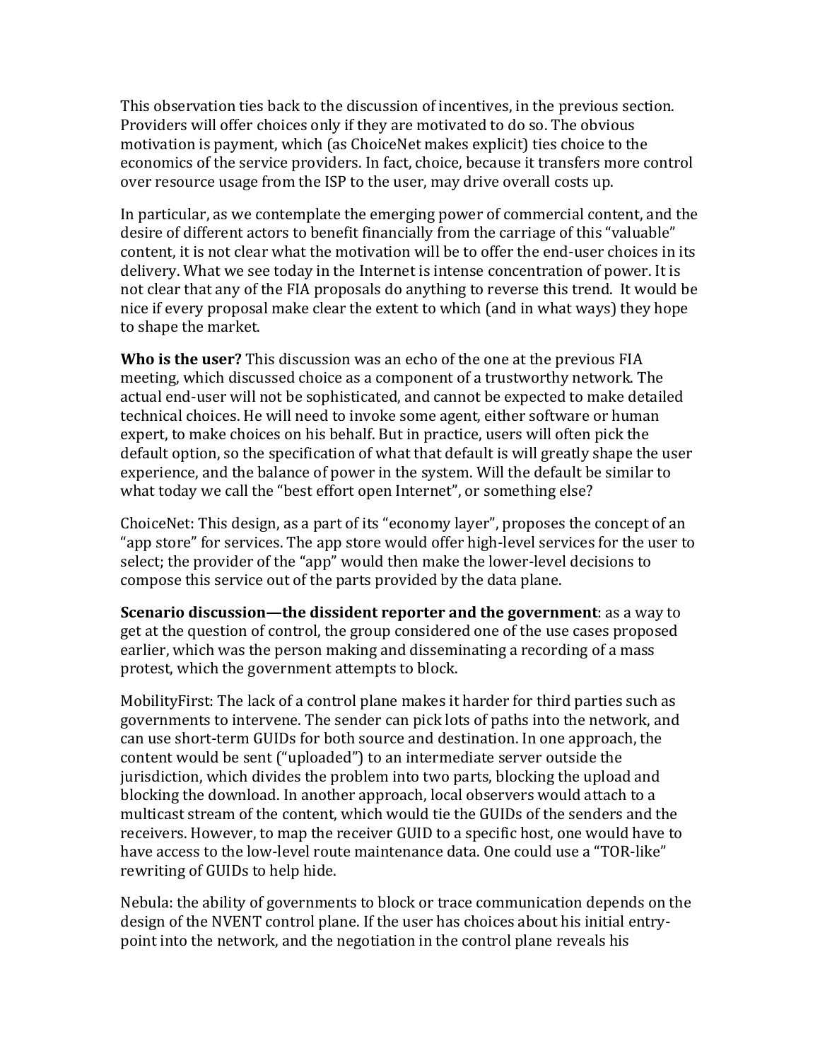This observation ties back to the discussion of incentives, in the previous section. Providers will offer choices only if they are motivated to do so. The obvious motivation is payment, which (as ChoiceNet makes explicit) ties choice to the economics of the service providers. In fact, choice, because it transfers more control over resource usage from the ISP to the user, may drive overall costs up.

In particular, as we contemplate the emerging power of commercial content, and the desire of different actors to benefit financially from the carriage of this "valuable" content, it is not clear what the motivation will be to offer the end-user choices in its delivery. What we see today in the Internet is intense concentration of power. It is not clear that any of the FIA proposals do anything to reverse this trend. It would be nice if every proposal make clear the extent to which (and in what ways) they hope to shape the market.

**Who is the user?** This discussion was an echo of the one at the previous FIA meeting, which discussed choice as a component of a trustworthy network. The actual end-user will not be sophisticated, and cannot be expected to make detailed technical choices. He will need to invoke some agent, either software or human expert, to make choices on his behalf. But in practice, users will often pick the default option, so the specification of what that default is will greatly shape the user experience, and the balance of power in the system. Will the default be similar to what today we call the "best effort open Internet", or something else?

ChoiceNet: This design, as a part of its "economy layer", proposes the concept of an "app store" for services. The app store would offer high-level services for the user to select; the provider of the "app" would then make the lower-level decisions to compose this service out of the parts provided by the data plane.

**Scenario discussion—the dissident reporter and the government**: as a way to get at the question of control, the group considered one of the use cases proposed earlier, which was the person making and disseminating a recording of a mass protest, which the government attempts to block.

MobilityFirst: The lack of a control plane makes it harder for third parties such as governments to intervene. The sender can pick lots of paths into the network, and can use short-term GUIDs for both source and destination. In one approach, the content would be sent ("uploaded") to an intermediate server outside the jurisdiction, which divides the problem into two parts, blocking the upload and blocking the download. In another approach, local observers would attach to a multicast stream of the content, which would tie the GUIDs of the senders and the receivers. However, to map the receiver GUID to a specific host, one would have to have access to the low-level route maintenance data. One could use a "TOR-like" rewriting of GUIDs to help hide.

Nebula: the ability of governments to block or trace communication depends on the design of the NVENT control plane. If the user has choices about his initial entry-point into the network, and the negotiation in the control plane reveals his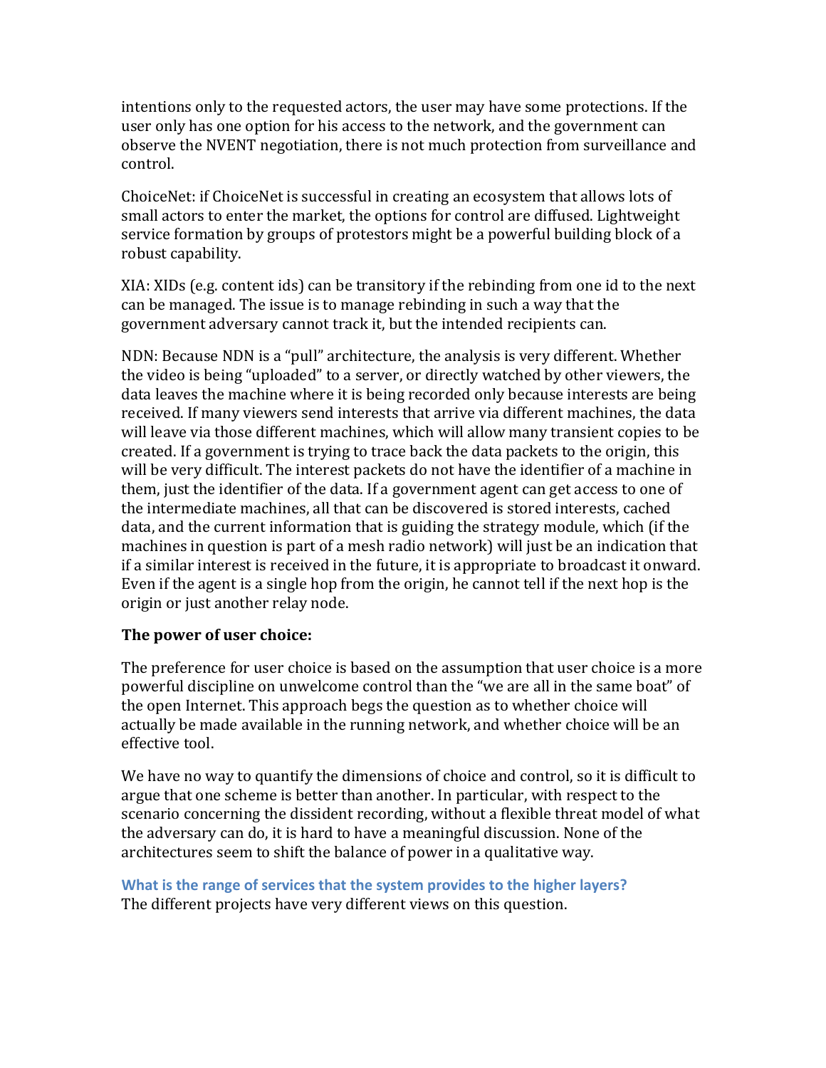intentions only to the requested actors, the user may have some protections. If the user only has one option for his access to the network, and the government can observe the NVENT negotiation, there is not much protection from surveillance and control.

ChoiceNet: if ChoiceNet is successful in creating an ecosystem that allows lots of small actors to enter the market, the options for control are diffused. Lightweight service formation by groups of protestors might be a powerful building block of a robust capability.

XIA: XIDs (e.g. content ids) can be transitory if the rebinding from one id to the next can be managed. The issue is to manage rebinding in such a way that the government adversary cannot track it, but the intended recipients can.

NDN: Because NDN is a "pull" architecture, the analysis is very different. Whether the video is being "uploaded" to a server, or directly watched by other viewers, the data leaves the machine where it is being recorded only because interests are being received. If many viewers send interests that arrive via different machines, the data will leave via those different machines, which will allow many transient copies to be created. If a government is trying to trace back the data packets to the origin, this will be very difficult. The interest packets do not have the identifier of a machine in them, just the identifier of the data. If a government agent can get access to one of the intermediate machines, all that can be discovered is stored interests, cached data, and the current information that is guiding the strategy module, which (if the machines in question is part of a mesh radio network) will just be an indication that if a similar interest is received in the future, it is appropriate to broadcast it onward. Even if the agent is a single hop from the origin, he cannot tell if the next hop is the origin or just another relay node.

**The power of user choice:**

The preference for user choice is based on the assumption that user choice is a more powerful discipline on unwelcome control than the "we are all in the same boat" of the open Internet. This approach begs the question as to whether choice will actually be made available in the running network, and whether choice will be an effective tool.

We have no way to quantify the dimensions of choice and control, so it is difficult to argue that one scheme is better than another. In particular, with respect to the scenario concerning the dissident recording, without a flexible threat model of what the adversary can do, it is hard to have a meaningful discussion. None of the architectures seem to shift the balance of power in a qualitative way.

### What is the range of services that the system provides to the higher layers?

The different projects have very different views on this question.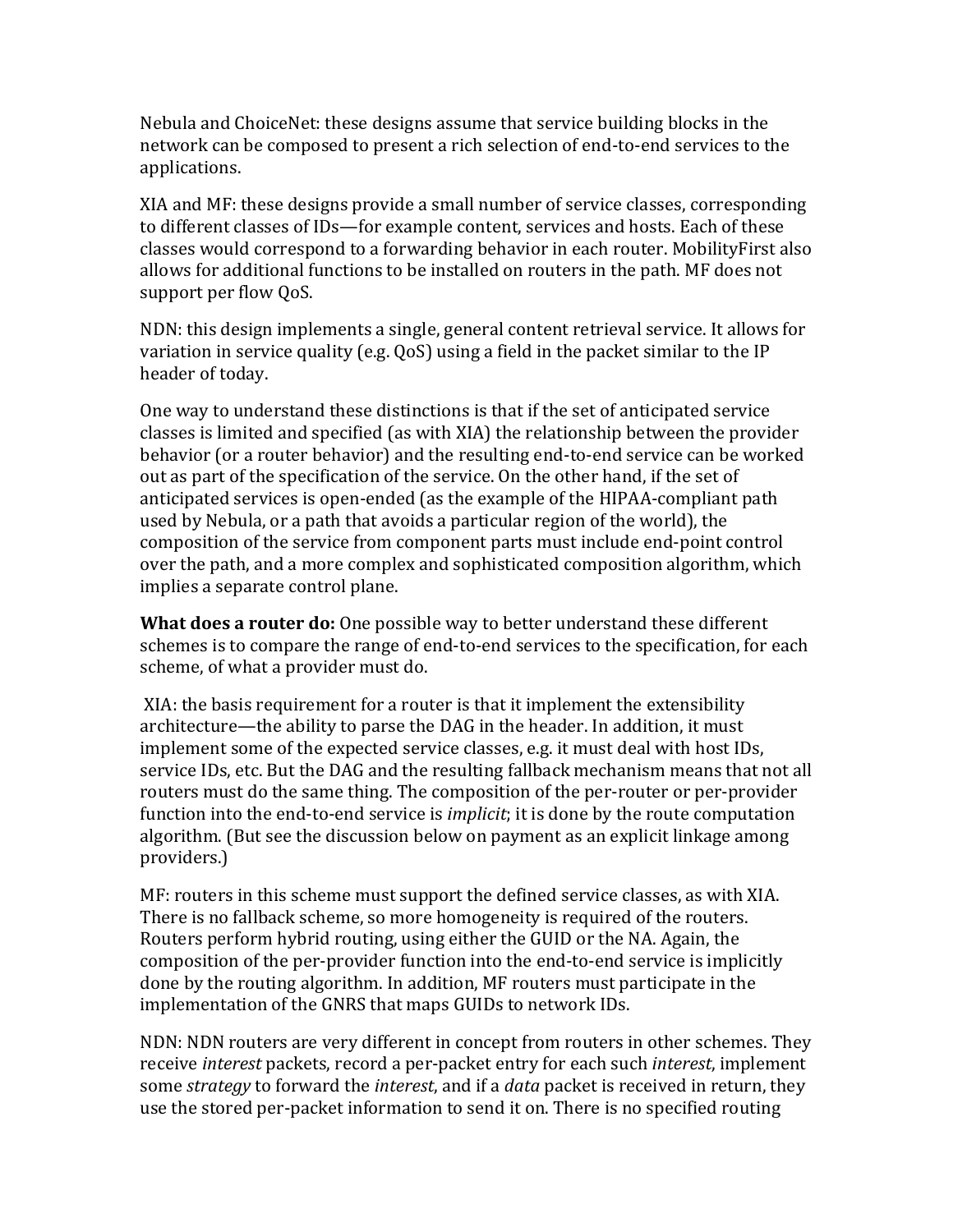Nebula and ChoiceNet: these designs assume that service building blocks in the network can be composed to present a rich selection of end-to-end services to the applications.

XIA and MF: these designs provide a small number of service classes, corresponding to different classes of IDs—for example content, services and hosts. Each of these classes would correspond to a forwarding behavior in each router. MobilityFirst also allows for additional functions to be installed on routers in the path. MF does not support per flow QoS.

NDN: this design implements a single, general content retrieval service. It allows for variation in service quality (e.g. QoS) using a field in the packet similar to the IP header of today.

One way to understand these distinctions is that if the set of anticipated service classes is limited and specified (as with XIA) the relationship between the provider behavior (or a router behavior) and the resulting end-to-end service can be worked out as part of the specification of the service. On the other hand, if the set of anticipated services is open-ended (as the example of the HIPAA-compliant path used by Nebula, or a path that avoids a particular region of the world), the composition of the service from component parts must include end-point control over the path, and a more complex and sophisticated composition algorithm, which implies a separate control plane.

**What does a router do:** One possible way to better understand these different schemes is to compare the range of end-to-end services to the specification, for each scheme, of what a provider must do.

XIA: the basis requirement for a router is that it implement the extensibility architecture—the ability to parse the DAG in the header. In addition, it must implement some of the expected service classes, e.g. it must deal with host IDs, service IDs, etc. But the DAG and the resulting fallback mechanism means that not all routers must do the same thing. The composition of the per-router or per-provider function into the end-to-end service is *implicit*; it is done by the route computation algorithm. (But see the discussion below on payment as an explicit linkage among providers.)

MF: routers in this scheme must support the defined service classes, as with XIA. There is no fallback scheme, so more homogeneity is required of the routers. Routers perform hybrid routing, using either the GUID or the NA. Again, the composition of the per-provider function into the end-to-end service is implicitly done by the routing algorithm. In addition, MF routers must participate in the implementation of the GNRS that maps GUIDs to network IDs.

NDN: NDN routers are very different in concept from routers in other schemes. They receive *interest* packets, record a per-packet entry for each such *interest*, implement some *strategy* to forward the *interest*, and if a *data* packet is received in return, they use the stored per-packet information to send it on. There is no specified routing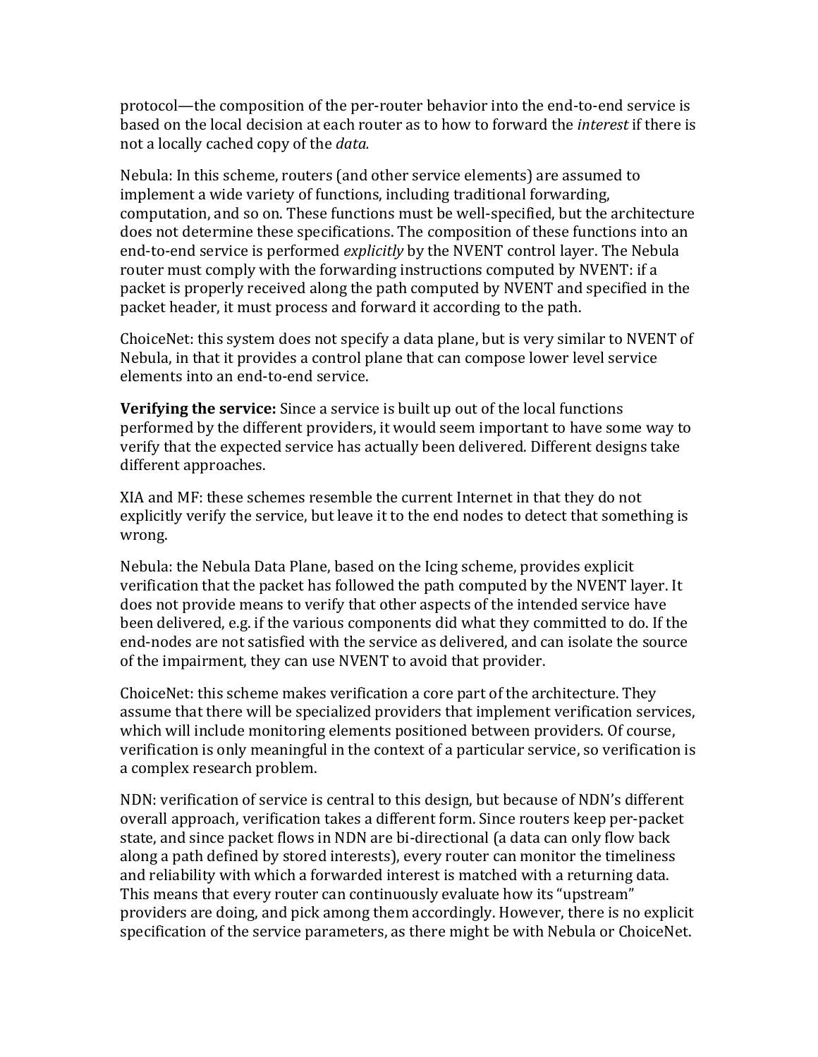protocol—the composition of the per-router behavior into the end-to-end service is based on the local decision at each router as to how to forward the *interest* if there is not a locally cached copy of the *data.*

Nebula: In this scheme, routers (and other service elements) are assumed to implement a wide variety of functions, including traditional forwarding, computation, and so on. These functions must be well-specified, but the architecture does not determine these specifications. The composition of these functions into an end-to-end service is performed *explicitly* by the NVENT control layer. The Nebula router must comply with the forwarding instructions computed by NVENT: if a packet is properly received along the path computed by NVENT and specified in the packet header, it must process and forward it according to the path.

ChoiceNet: this system does not specify a data plane, but is very similar to NVENT of Nebula, in that it provides a control plane that can compose lower level service elements into an end-to-end service.

**Verifying the service:** Since a service is built up out of the local functions performed by the different providers, it would seem important to have some way to verify that the expected service has actually been delivered. Different designs take different approaches.

XIA and MF: these schemes resemble the current Internet in that they do not explicitly verify the service, but leave it to the end nodes to detect that something is wrong.

Nebula: the Nebula Data Plane, based on the Icing scheme, provides explicit verification that the packet has followed the path computed by the NVENT layer. It does not provide means to verify that other aspects of the intended service have been delivered, e.g. if the various components did what they committed to do. If the end-nodes are not satisfied with the service as delivered, and can isolate the source of the impairment, they can use NVENT to avoid that provider.

ChoiceNet: this scheme makes verification a core part of the architecture. They assume that there will be specialized providers that implement verification services, which will include monitoring elements positioned between providers. Of course, verification is only meaningful in the context of a particular service, so verification is a complex research problem.

NDN: verification of service is central to this design, but because of NDN's different overall approach, verification takes a different form. Since routers keep per-packet state, and since packet flows in NDN are bi-directional (a data can only flow back along a path defined by stored interests), every router can monitor the timeliness and reliability with which a forwarded interest is matched with a returning data. This means that every router can continuously evaluate how its "upstream" providers are doing, and pick among them accordingly. However, there is no explicit specification of the service parameters, as there might be with Nebula or ChoiceNet.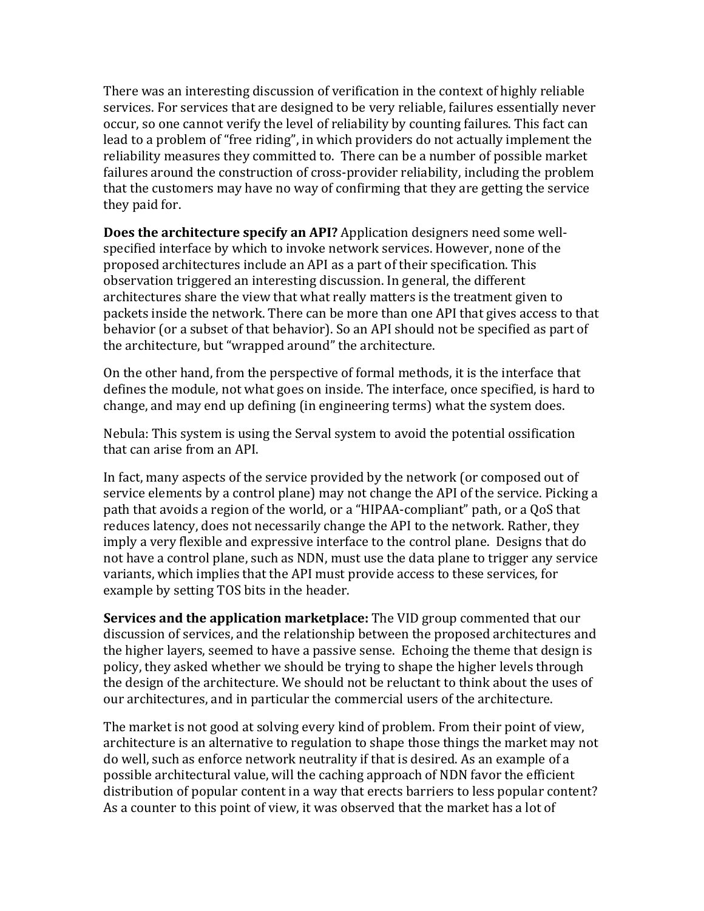There was an interesting discussion of verification in the context of highly reliable services. For services that are designed to be very reliable, failures essentially never occur, so one cannot verify the level of reliability by counting failures. This fact can lead to a problem of "free riding", in which providers do not actually implement the reliability measures they committed to. There can be a number of possible market failures around the construction of cross-provider reliability, including the problem that the customers may have no way of confirming that they are getting the service they paid for.

**Does the architecture specify an API?** Application designers need some well-specified interface by which to invoke network services. However, none of the proposed architectures include an API as a part of their specification. This observation triggered an interesting discussion. In general, the different architectures share the view that what really matters is the treatment given to packets inside the network. There can be more than one API that gives access to that behavior (or a subset of that behavior). So an API should not be specified as part of the architecture, but "wrapped around" the architecture.

On the other hand, from the perspective of formal methods, it is the interface that defines the module, not what goes on inside. The interface, once specified, is hard to change, and may end up defining (in engineering terms) what the system does.

Nebula: This system is using the Serval system to avoid the potential ossification that can arise from an API.

In fact, many aspects of the service provided by the network (or composed out of service elements by a control plane) may not change the API of the service. Picking a path that avoids a region of the world, or a "HIPAA-compliant" path, or a QoS that reduces latency, does not necessarily change the API to the network. Rather, they imply a very flexible and expressive interface to the control plane. Designs that do not have a control plane, such as NDN, must use the data plane to trigger any service variants, which implies that the API must provide access to these services, for example by setting TOS bits in the header.

**Services and the application marketplace:** The VID group commented that our discussion of services, and the relationship between the proposed architectures and the higher layers, seemed to have a passive sense. Echoing the theme that design is policy, they asked whether we should be trying to shape the higher levels through the design of the architecture. We should not be reluctant to think about the uses of our architectures, and in particular the commercial users of the architecture.

The market is not good at solving every kind of problem. From their point of view, architecture is an alternative to regulation to shape those things the market may not do well, such as enforce network neutrality if that is desired. As an example of a possible architectural value, will the caching approach of NDN favor the efficient distribution of popular content in a way that erects barriers to less popular content? As a counter to this point of view, it was observed that the market has a lot of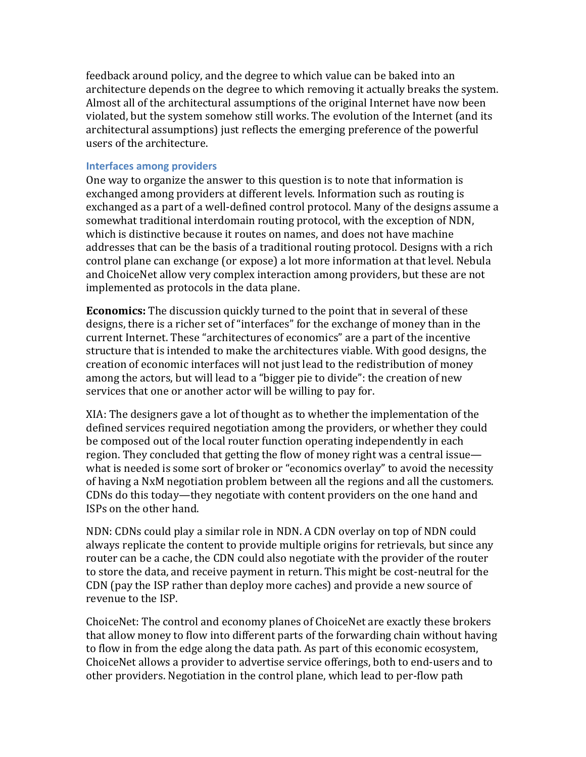feedback around policy, and the degree to which value can be baked into an architecture depends on the degree to which removing it actually breaks the system. Almost all of the architectural assumptions of the original Internet have now been violated, but the system somehow still works. The evolution of the Internet (and its architectural assumptions) just reflects the emerging preference of the powerful users of the architecture.

### Interfaces among providers

One way to organize the answer to this question is to note that information is exchanged among providers at different levels. Information such as routing is exchanged as a part of a well-defined control protocol. Many of the designs assume a somewhat traditional interdomain routing protocol, with the exception of NDN, which is distinctive because it routes on names, and does not have machine addresses that can be the basis of a traditional routing protocol. Designs with a rich control plane can exchange (or expose) a lot more information at that level. Nebula and ChoiceNet allow very complex interaction among providers, but these are not implemented as protocols in the data plane.

**Economics:** The discussion quickly turned to the point that in several of these designs, there is a richer set of "interfaces" for the exchange of money than in the current Internet. These "architectures of economics" are a part of the incentive structure that is intended to make the architectures viable. With good designs, the creation of economic interfaces will not just lead to the redistribution of money among the actors, but will lead to a "bigger pie to divide": the creation of new services that one or another actor will be willing to pay for.

XIA: The designers gave a lot of thought as to whether the implementation of the defined services required negotiation among the providers, or whether they could be composed out of the local router function operating independently in each region. They concluded that getting the flow of money right was a central issue—what is needed is some sort of broker or "economics overlay" to avoid the necessity of having a NxM negotiation problem between all the regions and all the customers. CDNs do this today—they negotiate with content providers on the one hand and ISPs on the other hand.

NDN: CDNs could play a similar role in NDN. A CDN overlay on top of NDN could always replicate the content to provide multiple origins for retrievals, but since any router can be a cache, the CDN could also negotiate with the provider of the router to store the data, and receive payment in return. This might be cost-neutral for the CDN (pay the ISP rather than deploy more caches) and provide a new source of revenue to the ISP.

ChoiceNet: The control and economy planes of ChoiceNet are exactly these brokers that allow money to flow into different parts of the forwarding chain without having to flow in from the edge along the data path. As part of this economic ecosystem, ChoiceNet allows a provider to advertise service offerings, both to end-users and to other providers. Negotiation in the control plane, which lead to per-flow path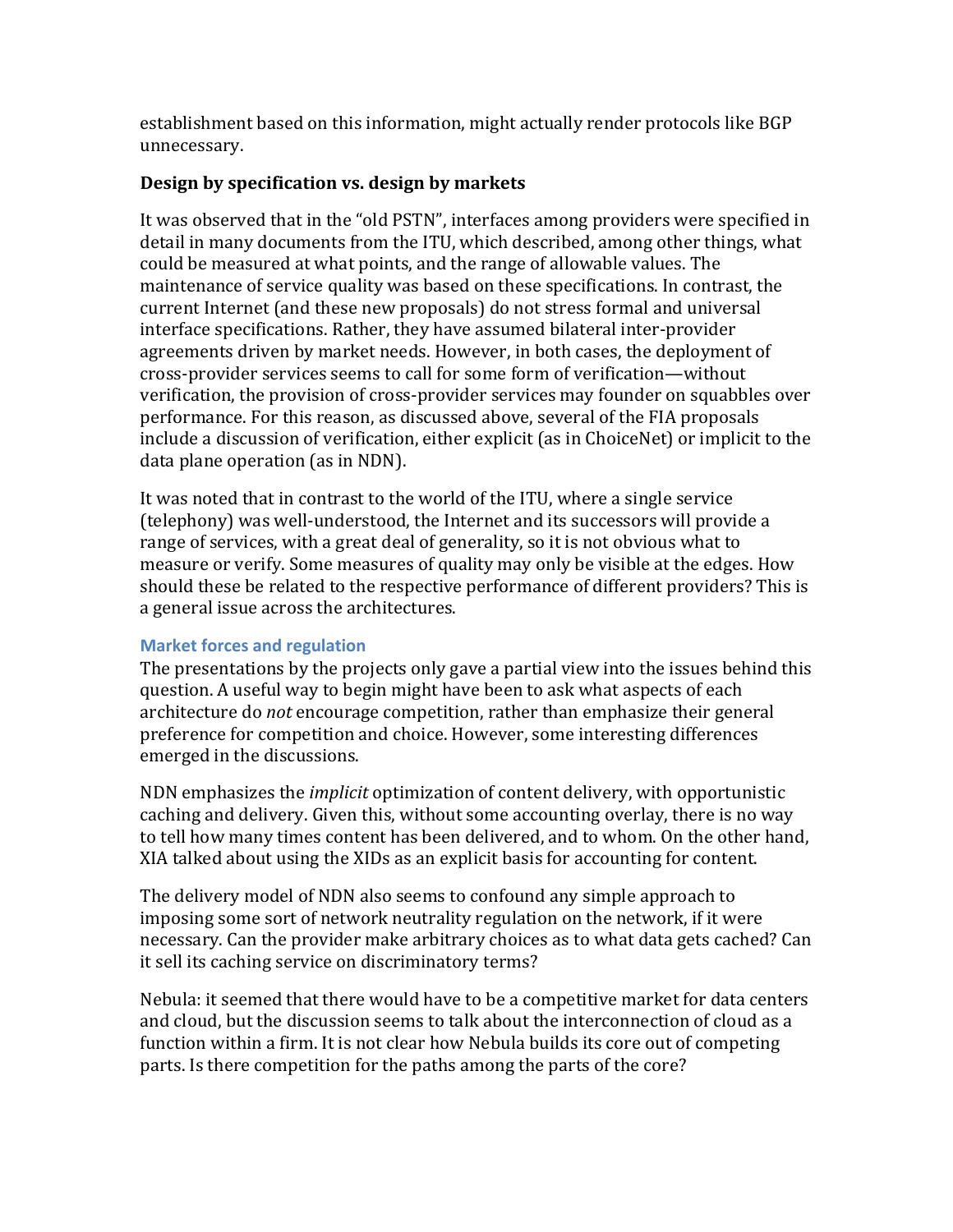establishment based on this information, might actually render protocols like BGP unnecessary.

### Design by specification vs. design by markets

It was observed that in the "old PSTN", interfaces among providers were specified in detail in many documents from the ITU, which described, among other things, what could be measured at what points, and the range of allowable values. The maintenance of service quality was based on these specifications. In contrast, the current Internet (and these new proposals) do not stress formal and universal interface specifications. Rather, they have assumed bilateral inter-provider agreements driven by market needs. However, in both cases, the deployment of cross-provider services seems to call for some form of verification—without verification, the provision of cross-provider services may founder on squabbles over performance. For this reason, as discussed above, several of the FIA proposals include a discussion of verification, either explicit (as in ChoiceNet) or implicit to the data plane operation (as in NDN).

It was noted that in contrast to the world of the ITU, where a single service (telephony) was well-understood, the Internet and its successors will provide a range of services, with a great deal of generality, so it is not obvious what to measure or verify. Some measures of quality may only be visible at the edges. How should these be related to the respective performance of different providers? This is a general issue across the architectures.

#### Market forces and regulation

The presentations by the projects only gave a partial view into the issues behind this question. A useful way to begin might have been to ask what aspects of each architecture do *not* encourage competition, rather than emphasize their general preference for competition and choice. However, some interesting differences emerged in the discussions.

NDN emphasizes the *implicit* optimization of content delivery, with opportunistic caching and delivery. Given this, without some accounting overlay, there is no way to tell how many times content has been delivered, and to whom. On the other hand, XIA talked about using the XIDs as an explicit basis for accounting for content.

The delivery model of NDN also seems to confound any simple approach to imposing some sort of network neutrality regulation on the network, if it were necessary. Can the provider make arbitrary choices as to what data gets cached? Can it sell its caching service on discriminatory terms?

Nebula: it seemed that there would have to be a competitive market for data centers and cloud, but the discussion seems to talk about the interconnection of cloud as a function within a firm. It is not clear how Nebula builds its core out of competing parts. Is there competition for the paths among the parts of the core?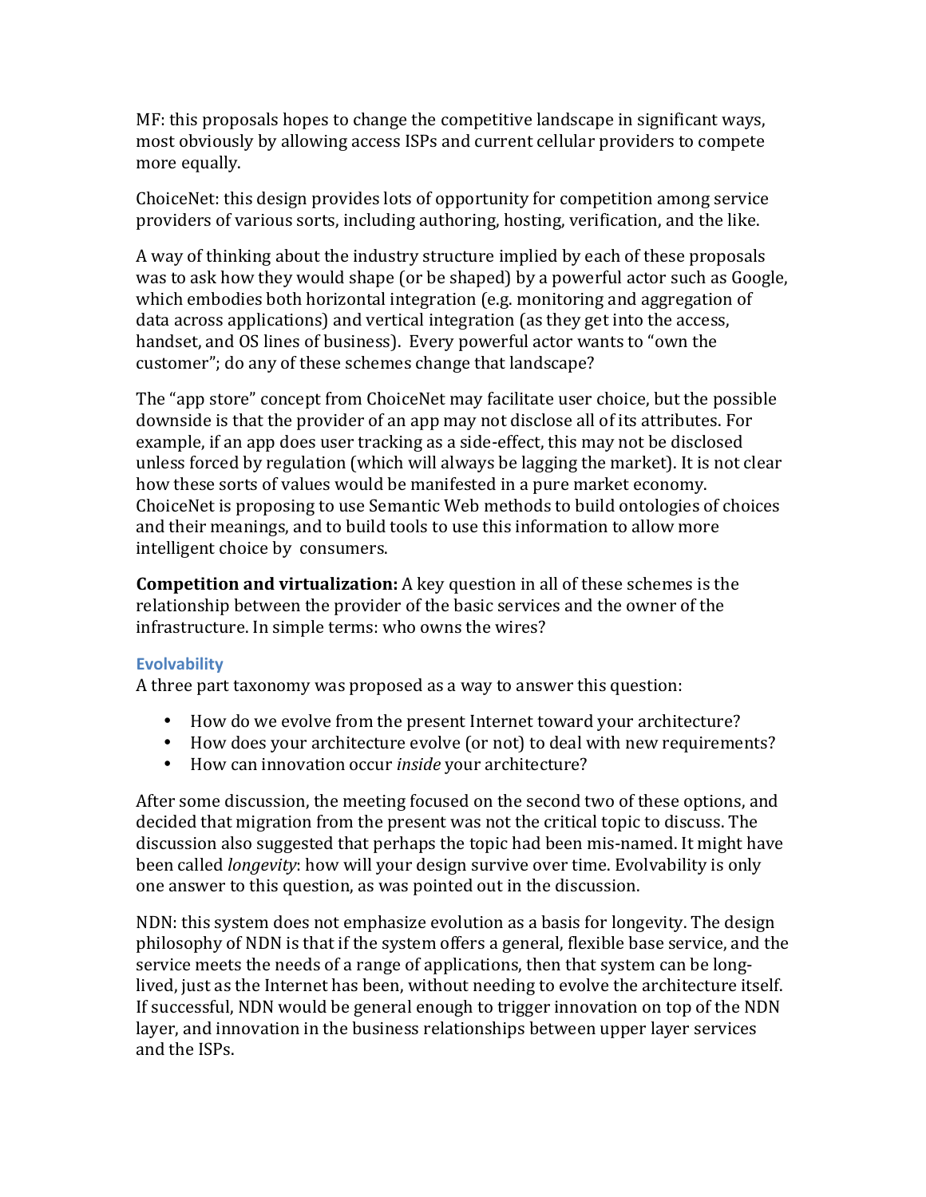MF: this proposals hopes to change the competitive landscape in significant ways, most obviously by allowing access ISPs and current cellular providers to compete more equally.

ChoiceNet: this design provides lots of opportunity for competition among service providers of various sorts, including authoring, hosting, verification, and the like.

A way of thinking about the industry structure implied by each of these proposals was to ask how they would shape (or be shaped) by a powerful actor such as Google, which embodies both horizontal integration (e.g. monitoring and aggregation of data across applications) and vertical integration (as they get into the access, handset, and OS lines of business). Every powerful actor wants to "own the customer"; do any of these schemes change that landscape?

The "app store" concept from ChoiceNet may facilitate user choice, but the possible downside is that the provider of an app may not disclose all of its attributes. For example, if an app does user tracking as a side-effect, this may not be disclosed unless forced by regulation (which will always be lagging the market). It is not clear how these sorts of values would be manifested in a pure market economy. ChoiceNet is proposing to use Semantic Web methods to build ontologies of choices and their meanings, and to build tools to use this information to allow more intelligent choice by consumers.

**Competition and virtualization:** A key question in all of these schemes is the relationship between the provider of the basic services and the owner of the infrastructure. In simple terms: who owns the wires?

### Evolvability

A three part taxonomy was proposed as a way to answer this question:

- How do we evolve from the present Internet toward your architecture?
- How does your architecture evolve (or not) to deal with new requirements?
- How can innovation occur *inside* your architecture?

After some discussion, the meeting focused on the second two of these options, and decided that migration from the present was not the critical topic to discuss. The discussion also suggested that perhaps the topic had been mis-named. It might have been called *longevity*: how will your design survive over time. Evolvability is only one answer to this question, as was pointed out in the discussion.

NDN: this system does not emphasize evolution as a basis for longevity. The design philosophy of NDN is that if the system offers a general, flexible base service, and the service meets the needs of a range of applications, then that system can be long-lived, just as the Internet has been, without needing to evolve the architecture itself. If successful, NDN would be general enough to trigger innovation on top of the NDN layer, and innovation in the business relationships between upper layer services and the ISPs.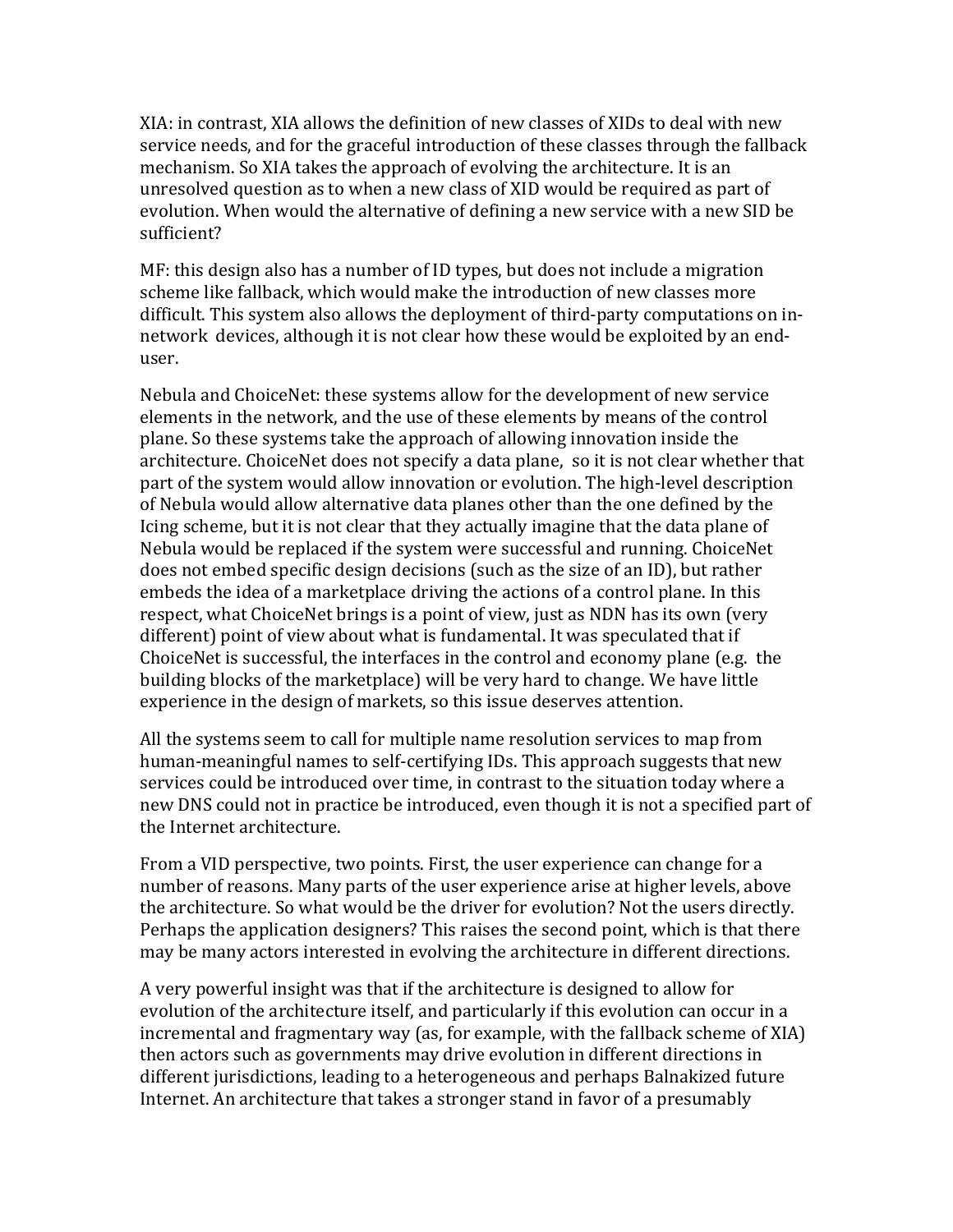XIA: in contrast, XIA allows the definition of new classes of XIDs to deal with new service needs, and for the graceful introduction of these classes through the fallback mechanism. So XIA takes the approach of evolving the architecture. It is an unresolved question as to when a new class of XID would be required as part of evolution. When would the alternative of defining a new service with a new SID be sufficient?

MF: this design also has a number of ID types, but does not include a migration scheme like fallback, which would make the introduction of new classes more difficult. This system also allows the deployment of third-party computations on in-network devices, although it is not clear how these would be exploited by an end-user.

Nebula and ChoiceNet: these systems allow for the development of new service elements in the network, and the use of these elements by means of the control plane. So these systems take the approach of allowing innovation inside the architecture. ChoiceNet does not specify a data plane, so it is not clear whether that part of the system would allow innovation or evolution. The high-level description of Nebula would allow alternative data planes other than the one defined by the Icing scheme, but it is not clear that they actually imagine that the data plane of Nebula would be replaced if the system were successful and running. ChoiceNet does not embed specific design decisions (such as the size of an ID), but rather embeds the idea of a marketplace driving the actions of a control plane. In this respect, what ChoiceNet brings is a point of view, just as NDN has its own (very different) point of view about what is fundamental. It was speculated that if ChoiceNet is successful, the interfaces in the control and economy plane (e.g. the building blocks of the marketplace) will be very hard to change. We have little experience in the design of markets, so this issue deserves attention.

All the systems seem to call for multiple name resolution services to map from human-meaningful names to self-certifying IDs. This approach suggests that new services could be introduced over time, in contrast to the situation today where a new DNS could not in practice be introduced, even though it is not a specified part of the Internet architecture.

From a VID perspective, two points. First, the user experience can change for a number of reasons. Many parts of the user experience arise at higher levels, above the architecture. So what would be the driver for evolution? Not the users directly. Perhaps the application designers? This raises the second point, which is that there may be many actors interested in evolving the architecture in different directions.

A very powerful insight was that if the architecture is designed to allow for evolution of the architecture itself, and particularly if this evolution can occur in a incremental and fragmentary way (as, for example, with the fallback scheme of XIA) then actors such as governments may drive evolution in different directions in different jurisdictions, leading to a heterogeneous and perhaps Balnakized future Internet. An architecture that takes a stronger stand in favor of a presumably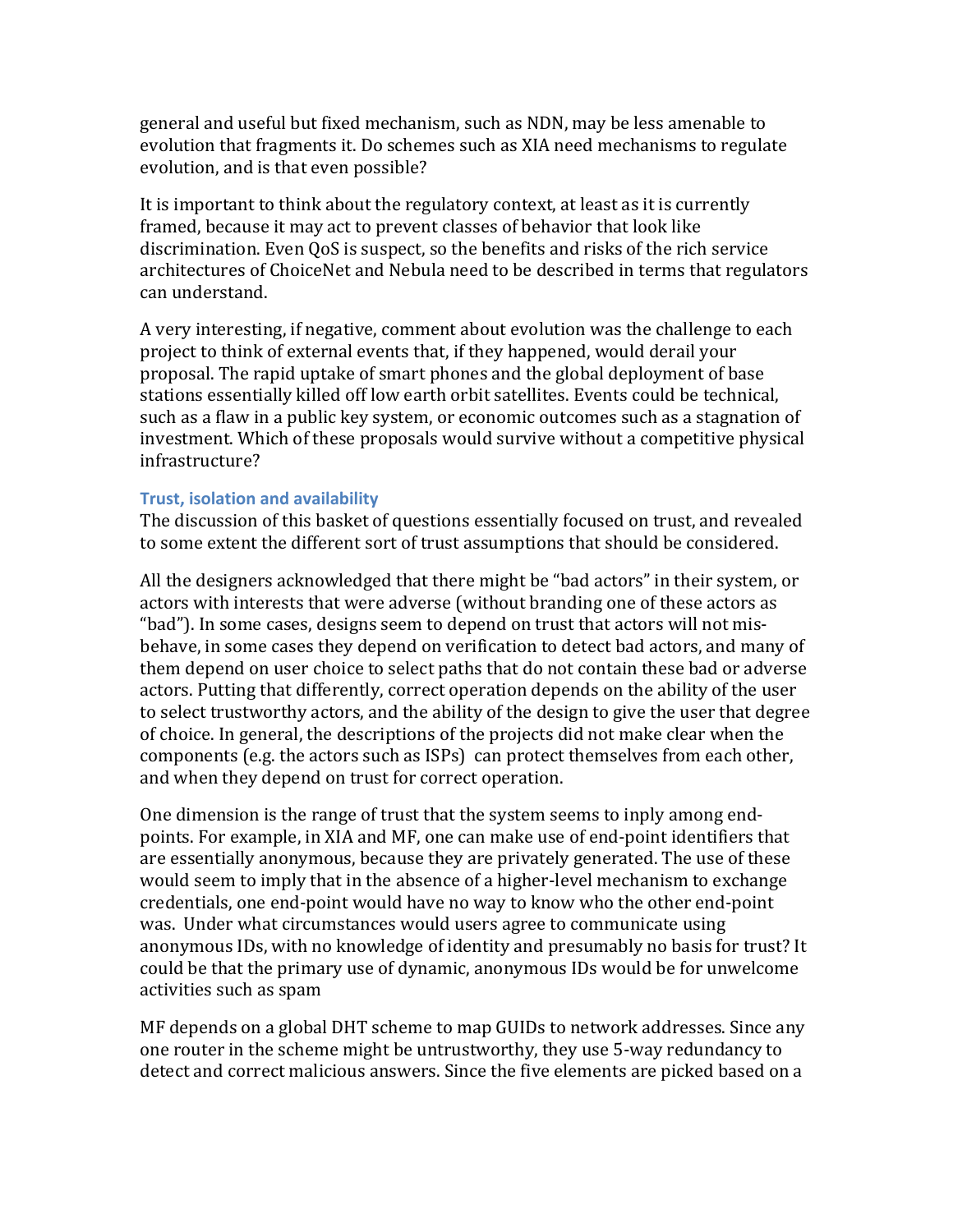general and useful but fixed mechanism, such as NDN, may be less amenable to evolution that fragments it. Do schemes such as XIA need mechanisms to regulate evolution, and is that even possible?

It is important to think about the regulatory context, at least as it is currently framed, because it may act to prevent classes of behavior that look like discrimination. Even QoS is suspect, so the benefits and risks of the rich service architectures of ChoiceNet and Nebula need to be described in terms that regulators can understand.

A very interesting, if negative, comment about evolution was the challenge to each project to think of external events that, if they happened, would derail your proposal. The rapid uptake of smart phones and the global deployment of base stations essentially killed off low earth orbit satellites. Events could be technical, such as a flaw in a public key system, or economic outcomes such as a stagnation of investment. Which of these proposals would survive without a competitive physical infrastructure?

### Trust, isolation and availability

The discussion of this basket of questions essentially focused on trust, and revealed to some extent the different sort of trust assumptions that should be considered.

All the designers acknowledged that there might be "bad actors" in their system, or actors with interests that were adverse (without branding one of these actors as "bad"). In some cases, designs seem to depend on trust that actors will not misbehave, in some cases they depend on verification to detect bad actors, and many of them depend on user choice to select paths that do not contain these bad or adverse actors. Putting that differently, correct operation depends on the ability of the user to select trustworthy actors, and the ability of the design to give the user that degree of choice. In general, the descriptions of the projects did not make clear when the components (e.g. the actors such as ISPs) can protect themselves from each other, and when they depend on trust for correct operation.

One dimension is the range of trust that the system seems to inply among end-points. For example, in XIA and MF, one can make use of end-point identifiers that are essentially anonymous, because they are privately generated. The use of these would seem to imply that in the absence of a higher-level mechanism to exchange credentials, one end-point would have no way to know who the other end-point was. Under what circumstances would users agree to communicate using anonymous IDs, with no knowledge of identity and presumably no basis for trust? It could be that the primary use of dynamic, anonymous IDs would be for unwelcome activities such as spam

MF depends on a global DHT scheme to map GUIDs to network addresses. Since any one router in the scheme might be untrustworthy, they use 5-way redundancy to detect and correct malicious answers. Since the five elements are picked based on a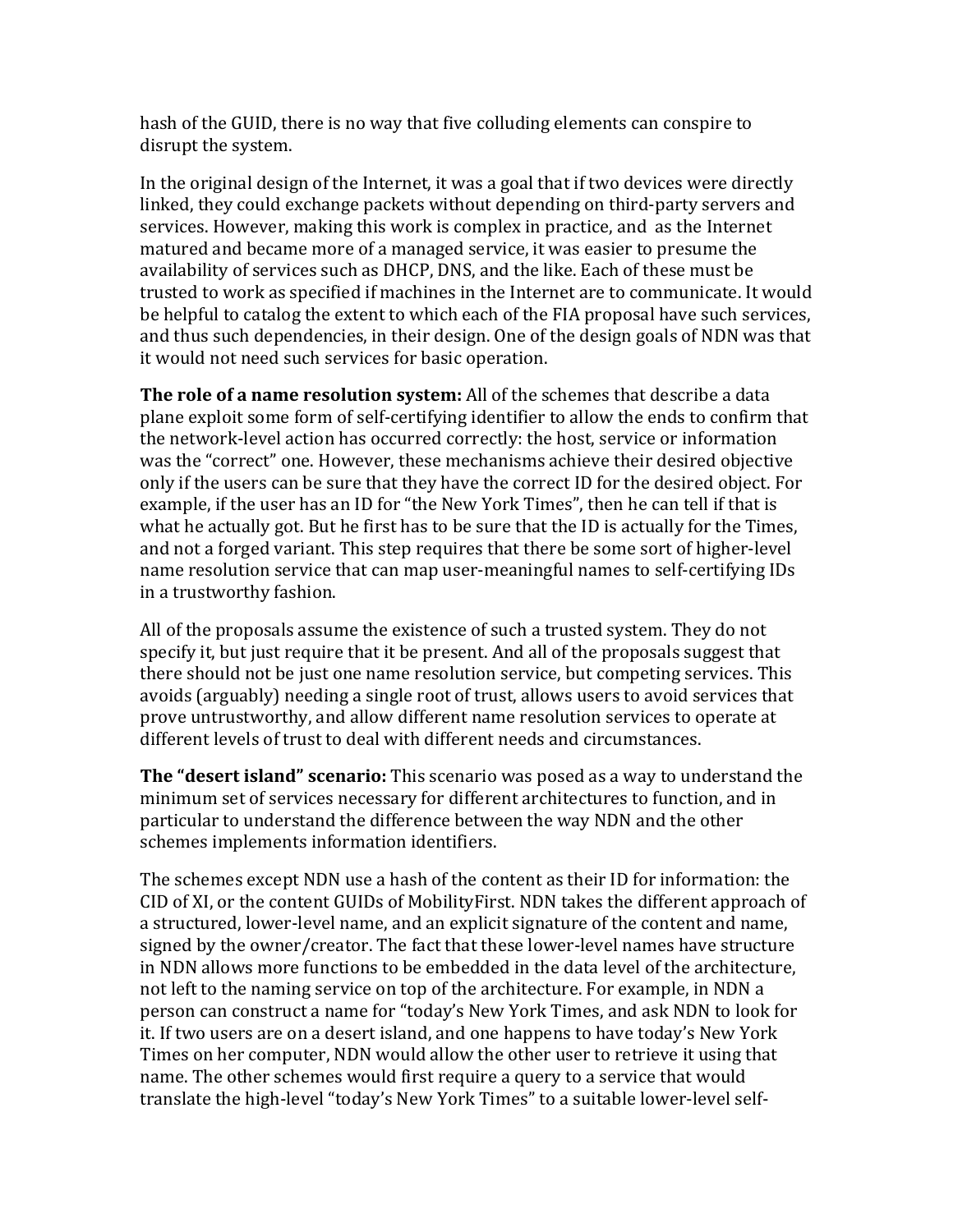hash of the GUID, there is no way that five colluding elements can conspire to disrupt the system.

In the original design of the Internet, it was a goal that if two devices were directly linked, they could exchange packets without depending on third-party servers and services. However, making this work is complex in practice, and as the Internet matured and became more of a managed service, it was easier to presume the availability of services such as DHCP, DNS, and the like. Each of these must be trusted to work as specified if machines in the Internet are to communicate. It would be helpful to catalog the extent to which each of the FIA proposal have such services, and thus such dependencies, in their design. One of the design goals of NDN was that it would not need such services for basic operation.

**The role of a name resolution system:** All of the schemes that describe a data plane exploit some form of self-certifying identifier to allow the ends to confirm that the network-level action has occurred correctly: the host, service or information was the "correct" one. However, these mechanisms achieve their desired objective only if the users can be sure that they have the correct ID for the desired object. For example, if the user has an ID for "the New York Times", then he can tell if that is what he actually got. But he first has to be sure that the ID is actually for the Times, and not a forged variant. This step requires that there be some sort of higher-level name resolution service that can map user-meaningful names to self-certifying IDs in a trustworthy fashion.

All of the proposals assume the existence of such a trusted system. They do not specify it, but just require that it be present. And all of the proposals suggest that there should not be just one name resolution service, but competing services. This avoids (arguably) needing a single root of trust, allows users to avoid services that prove untrustworthy, and allow different name resolution services to operate at different levels of trust to deal with different needs and circumstances.

**The "desert island" scenario:** This scenario was posed as a way to understand the minimum set of services necessary for different architectures to function, and in particular to understand the difference between the way NDN and the other schemes implements information identifiers.

The schemes except NDN use a hash of the content as their ID for information: the CID of XI, or the content GUIDs of MobilityFirst. NDN takes the different approach of a structured, lower-level name, and an explicit signature of the content and name, signed by the owner/creator. The fact that these lower-level names have structure in NDN allows more functions to be embedded in the data level of the architecture, not left to the naming service on top of the architecture. For example, in NDN a person can construct a name for "today's New York Times, and ask NDN to look for it. If two users are on a desert island, and one happens to have today's New York Times on her computer, NDN would allow the other user to retrieve it using that name. The other schemes would first require a query to a service that would translate the high-level "today's New York Times" to a suitable lower-level self-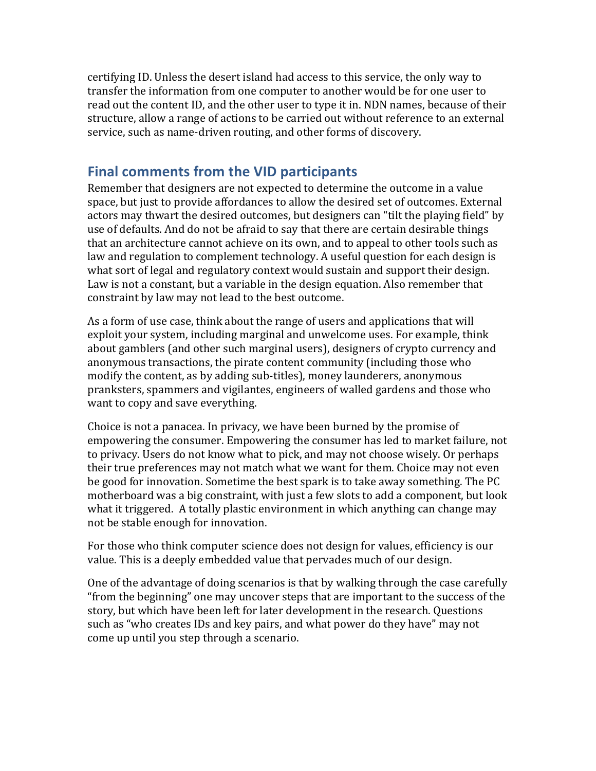certifying ID. Unless the desert island had access to this service, the only way to transfer the information from one computer to another would be for one user to read out the content ID, and the other user to type it in. NDN names, because of their structure, allow a range of actions to be carried out without reference to an external service, such as name-driven routing, and other forms of discovery.

## Final comments from the VID participants

Remember that designers are not expected to determine the outcome in a value space, but just to provide affordances to allow the desired set of outcomes. External actors may thwart the desired outcomes, but designers can "tilt the playing field" by use of defaults. And do not be afraid to say that there are certain desirable things that an architecture cannot achieve on its own, and to appeal to other tools such as law and regulation to complement technology. A useful question for each design is what sort of legal and regulatory context would sustain and support their design. Law is not a constant, but a variable in the design equation. Also remember that constraint by law may not lead to the best outcome.

As a form of use case, think about the range of users and applications that will exploit your system, including marginal and unwelcome uses. For example, think about gamblers (and other such marginal users), designers of crypto currency and anonymous transactions, the pirate content community (including those who modify the content, as by adding sub-titles), money launderers, anonymous pranksters, spammers and vigilantes, engineers of walled gardens and those who want to copy and save everything.

Choice is not a panacea. In privacy, we have been burned by the promise of empowering the consumer. Empowering the consumer has led to market failure, not to privacy. Users do not know what to pick, and may not choose wisely. Or perhaps their true preferences may not match what we want for them. Choice may not even be good for innovation. Sometime the best spark is to take away something. The PC motherboard was a big constraint, with just a few slots to add a component, but look what it triggered. A totally plastic environment in which anything can change may not be stable enough for innovation.

For those who think computer science does not design for values, efficiency is our value. This is a deeply embedded value that pervades much of our design.

One of the advantage of doing scenarios is that by walking through the case carefully "from the beginning" one may uncover steps that are important to the success of the story, but which have been left for later development in the research. Questions such as "who creates IDs and key pairs, and what power do they have" may not come up until you step through a scenario.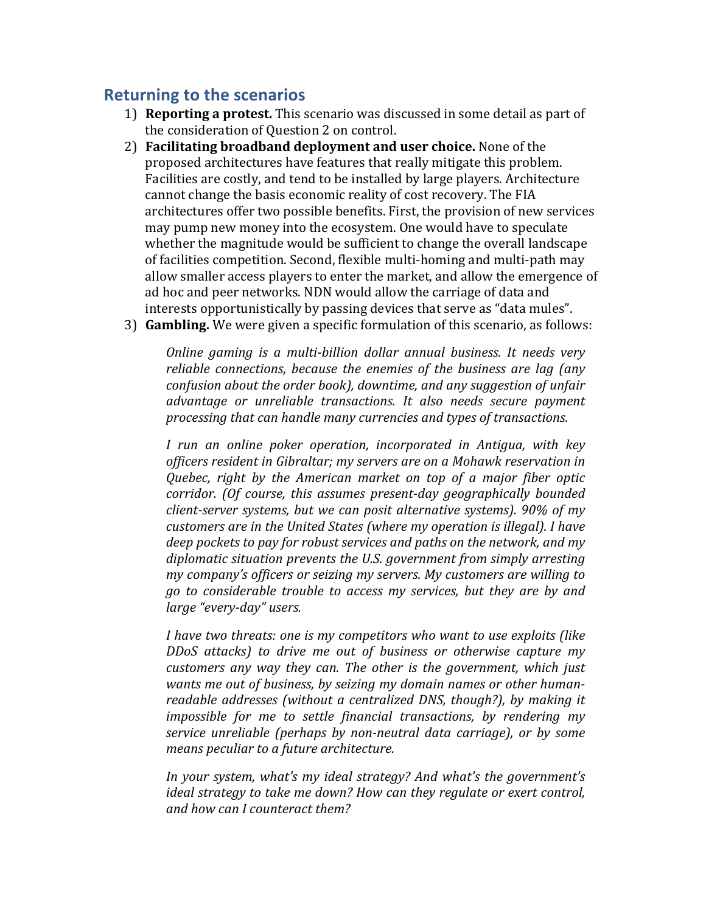## Returning to the scenarios

1) **Reporting a protest.** This scenario was discussed in some detail as part of the consideration of Question 2 on control.
2) **Facilitating broadband deployment and user choice.** None of the proposed architectures have features that really mitigate this problem. Facilities are costly, and tend to be installed by large players. Architecture cannot change the basis economic reality of cost recovery. The FIA architectures offer two possible benefits. First, the provision of new services may pump new money into the ecosystem. One would have to speculate whether the magnitude would be sufficient to change the overall landscape of facilities competition. Second, flexible multi-homing and multi-path may allow smaller access players to enter the market, and allow the emergence of ad hoc and peer networks. NDN would allow the carriage of data and interests opportunistically by passing devices that serve as "data mules".
3) **Gambling.** We were given a specific formulation of this scenario, as follows:

   *Online gaming is a multi-billion dollar annual business. It needs very reliable connections, because the enemies of the business are lag (any confusion about the order book), downtime, and any suggestion of unfair advantage or unreliable transactions. It also needs secure payment processing that can handle many currencies and types of transactions.*

   *I run an online poker operation, incorporated in Antigua, with key officers resident in Gibraltar; my servers are on a Mohawk reservation in Quebec, right by the American market on top of a major fiber optic corridor. (Of course, this assumes present-day geographically bounded client-server systems, but we can posit alternative systems). 90% of my customers are in the United States (where my operation is illegal). I have deep pockets to pay for robust services and paths on the network, and my diplomatic situation prevents the U.S. government from simply arresting my company's officers or seizing my servers. My customers are willing to go to considerable trouble to access my services, but they are by and large "every-day" users.*

   *I have two threats: one is my competitors who want to use exploits (like DDoS attacks) to drive me out of business or otherwise capture my customers any way they can. The other is the government, which just wants me out of business, by seizing my domain names or other human-readable addresses (without a centralized DNS, though?), by making it impossible for me to settle financial transactions, by rendering my service unreliable (perhaps by non-neutral data carriage), or by some means peculiar to a future architecture.*

   *In your system, what's my ideal strategy? And what's the government's ideal strategy to take me down? How can they regulate or exert control, and how can I counteract them?*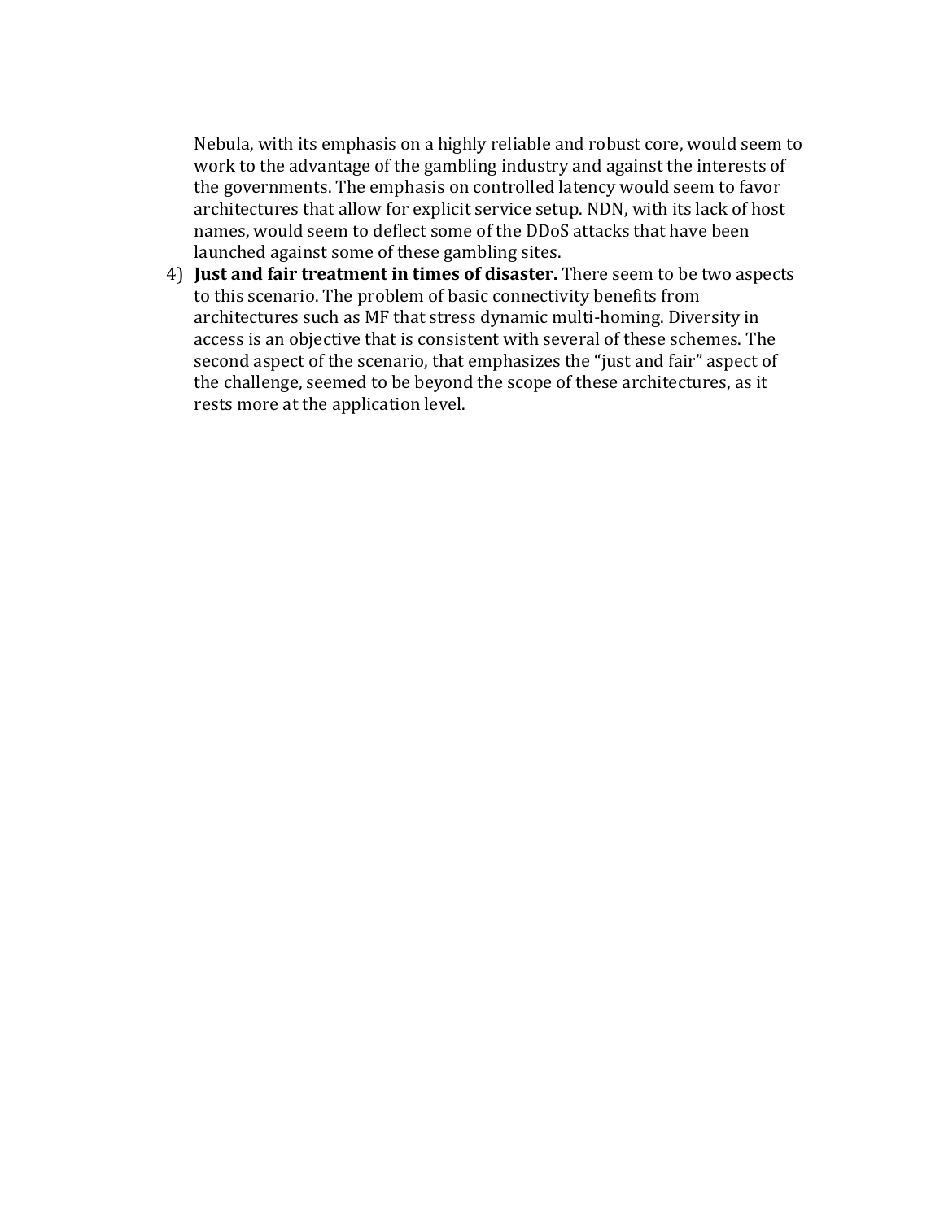Nebula, with its emphasis on a highly reliable and robust core, would seem to work to the advantage of the gambling industry and against the interests of the governments. The emphasis on controlled latency would seem to favor architectures that allow for explicit service setup. NDN, with its lack of host names, would seem to deflect some of the DDoS attacks that have been launched against some of these gambling sites.

4) **Just and fair treatment in times of disaster.** There seem to be two aspects to this scenario. The problem of basic connectivity benefits from architectures such as MF that stress dynamic multi-homing. Diversity in access is an objective that is consistent with several of these schemes. The second aspect of the scenario, that emphasizes the "just and fair" aspect of the challenge, seemed to be beyond the scope of these architectures, as it rests more at the application level.